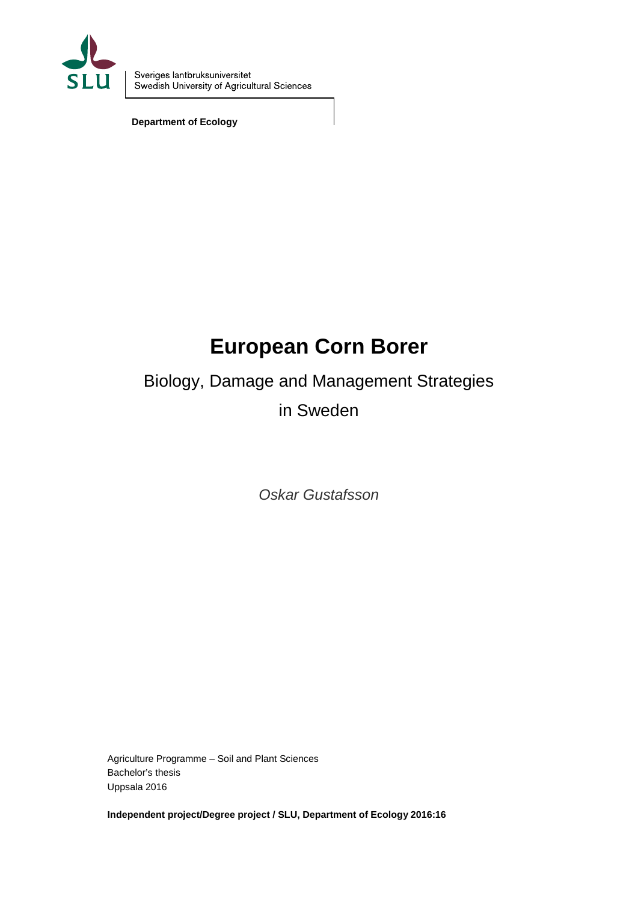Sveriges lantbruksuniversitet
Swedish University of Agricultural Sciences

**Department of Ecology**

# European Corn Borer

## Biology, Damage and Management Strategies in Sweden

*Oskar Gustafsson*

Agriculture Programme – Soil and Plant Sciences
Bachelor's thesis
Uppsala 2016

**Independent project/Degree project / SLU, Department of Ecology 2016:16**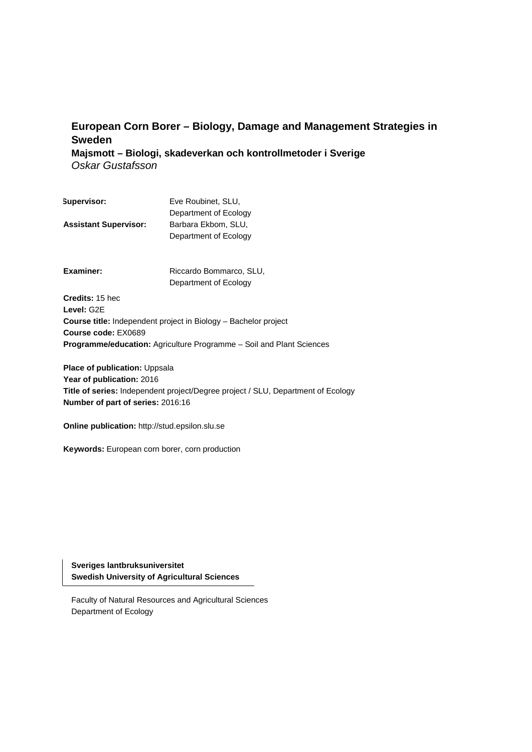# European Corn Borer – Biology, Damage and Management Strategies in Sweden

**Majsmott – Biologi, skadeverkan och kontrollmetoder i Sverige**

*Oskar Gustafsson*

| | |
|---|---|
| **Supervisor:** | Eve Roubinet, SLU, Department of Ecology |
| **Assistant Supervisor:** | Barbara Ekbom, SLU, Department of Ecology |
| **Examiner:** | Riccardo Bommarco, SLU, Department of Ecology |

**Credits:** 15 hec
**Level:** G2E
**Course title:** Independent project in Biology – Bachelor project
**Course code:** EX0689
**Programme/education:** Agriculture Programme – Soil and Plant Sciences

**Place of publication:** Uppsala
**Year of publication:** 2016
**Title of series:** Independent project/Degree project / SLU, Department of Ecology
**Number of part of series:** 2016:16

**Online publication:** http://stud.epsilon.slu.se

**Keywords:** European corn borer, corn production

**Sveriges lantbruksuniversitet**
**Swedish University of Agricultural Sciences**

Faculty of Natural Resources and Agricultural Sciences
Department of Ecology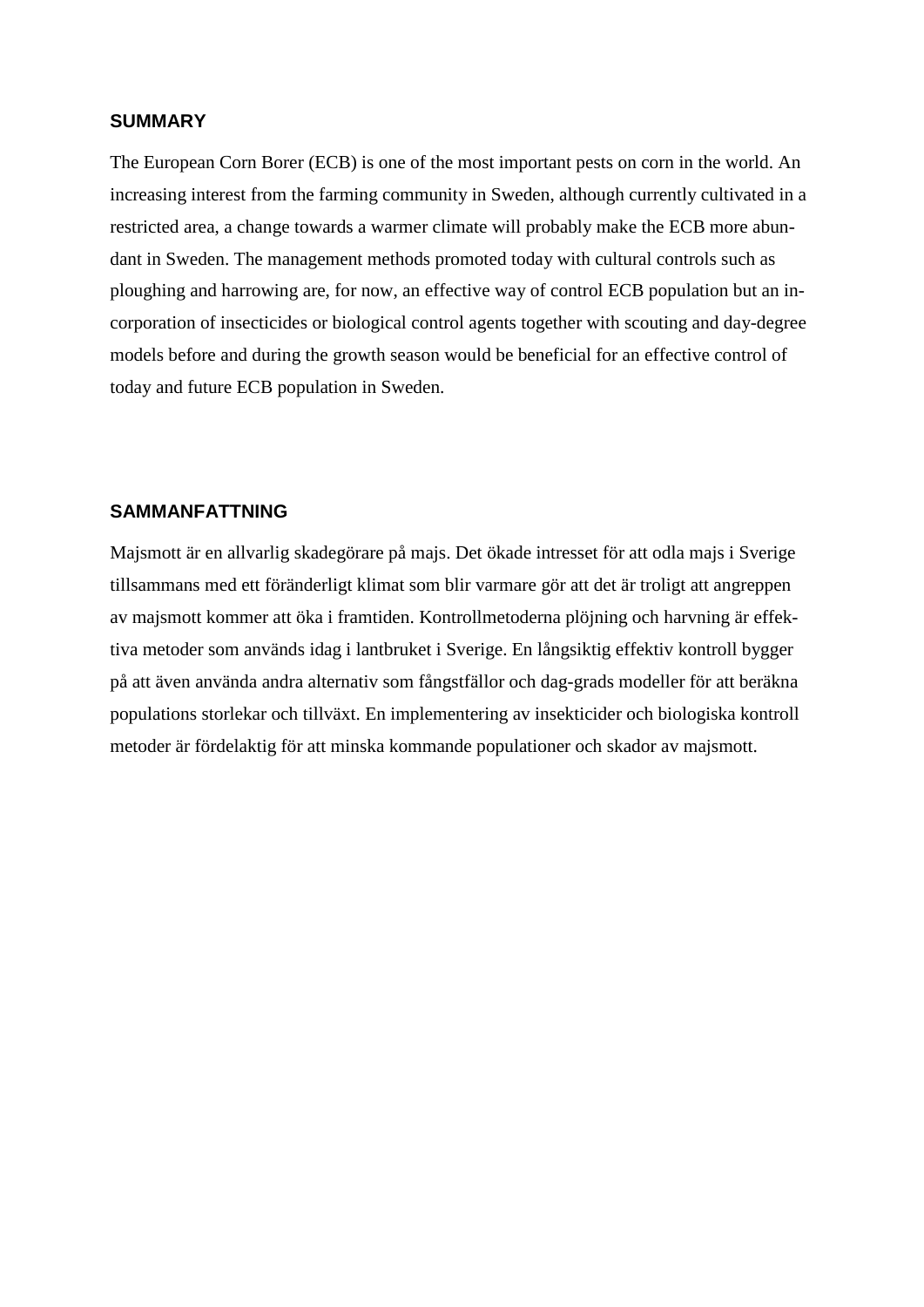## SUMMARY

The European Corn Borer (ECB) is one of the most important pests on corn in the world. An increasing interest from the farming community in Sweden, although currently cultivated in a restricted area, a change towards a warmer climate will probably make the ECB more abundant in Sweden. The management methods promoted today with cultural controls such as ploughing and harrowing are, for now, an effective way of control ECB population but an incorporation of insecticides or biological control agents together with scouting and day-degree models before and during the growth season would be beneficial for an effective control of today and future ECB population in Sweden.

## SAMMANFATTNING

Majsmott är en allvarlig skadegörare på majs. Det ökade intresset för att odla majs i Sverige tillsammans med ett föränderligt klimat som blir varmare gör att det är troligt att angreppen av majsmott kommer att öka i framtiden. Kontrollmetoderna plöjning och harvning är effektiva metoder som används idag i lantbruket i Sverige. En långsiktig effektiv kontroll bygger på att även använda andra alternativ som fångstfällor och dag-grads modeller för att beräkna populations storlekar och tillväxt. En implementering av insekticider och biologiska kontroll metoder är fördelaktig för att minska kommande populationer och skador av majsmott.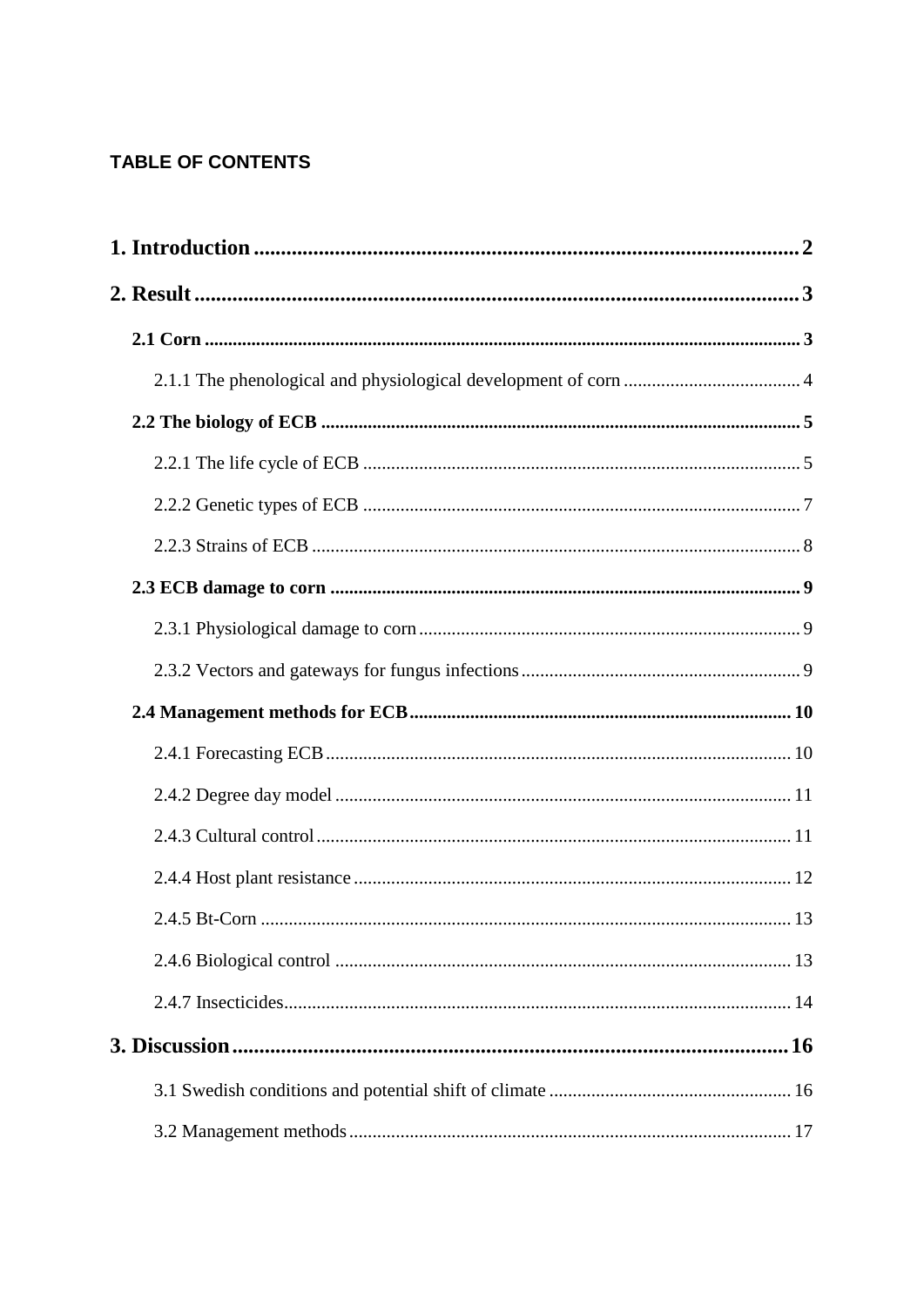**TABLE OF CONTENTS**

**1. Introduction** .................................................................................................... **2**

**2. Result** .............................................................................................................. **3**

**2.1 Corn** ................................................................................................................. **3**

2.1.1 The phenological and physiological development of corn ..................................... 4

**2.2 The biology of ECB** ........................................................................................ **5**

2.2.1 The life cycle of ECB ........................................................................................... 5

2.2.2 Genetic types of ECB ........................................................................................... 7

2.2.3 Strains of ECB ...................................................................................................... 8

**2.3 ECB damage to corn** ....................................................................................... **9**

2.3.1 Physiological damage to corn ............................................................................... 9

2.3.2 Vectors and gateways for fungus infections ......................................................... 9

**2.4 Management methods for ECB** .................................................................... **10**

2.4.1 Forecasting ECB ................................................................................................. 10

2.4.2 Degree day model ............................................................................................... 11

2.4.3 Cultural control ................................................................................................... 11

2.4.4 Host plant resistance ........................................................................................... 12

2.4.5 Bt-Corn ............................................................................................................... 13

2.4.6 Biological control ............................................................................................... 13

2.4.7 Insecticides .......................................................................................................... 14

**3. Discussion** ...................................................................................................... **16**

3.1 Swedish conditions and potential shift of climate ................................................... 16

3.2 Management methods ............................................................................................. 17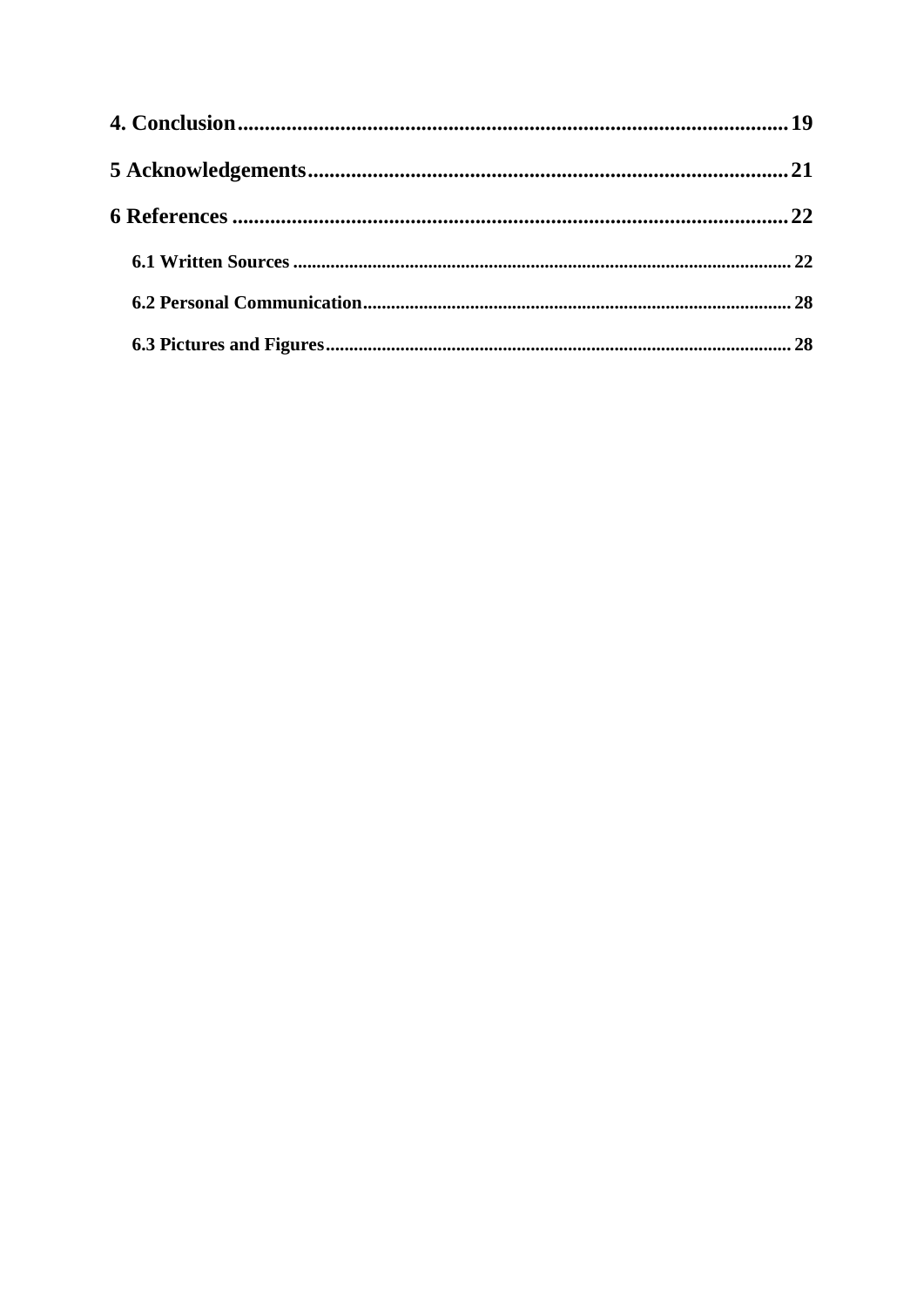4. Conclusion ..................................................................................................... 19

5 Acknowledgements ........................................................................................ 21

6 References ..................................................................................................... 22

  6.1 Written Sources ........................................................................................ 22

  6.2 Personal Communication ......................................................................... 28

  6.3 Pictures and Figures ................................................................................. 28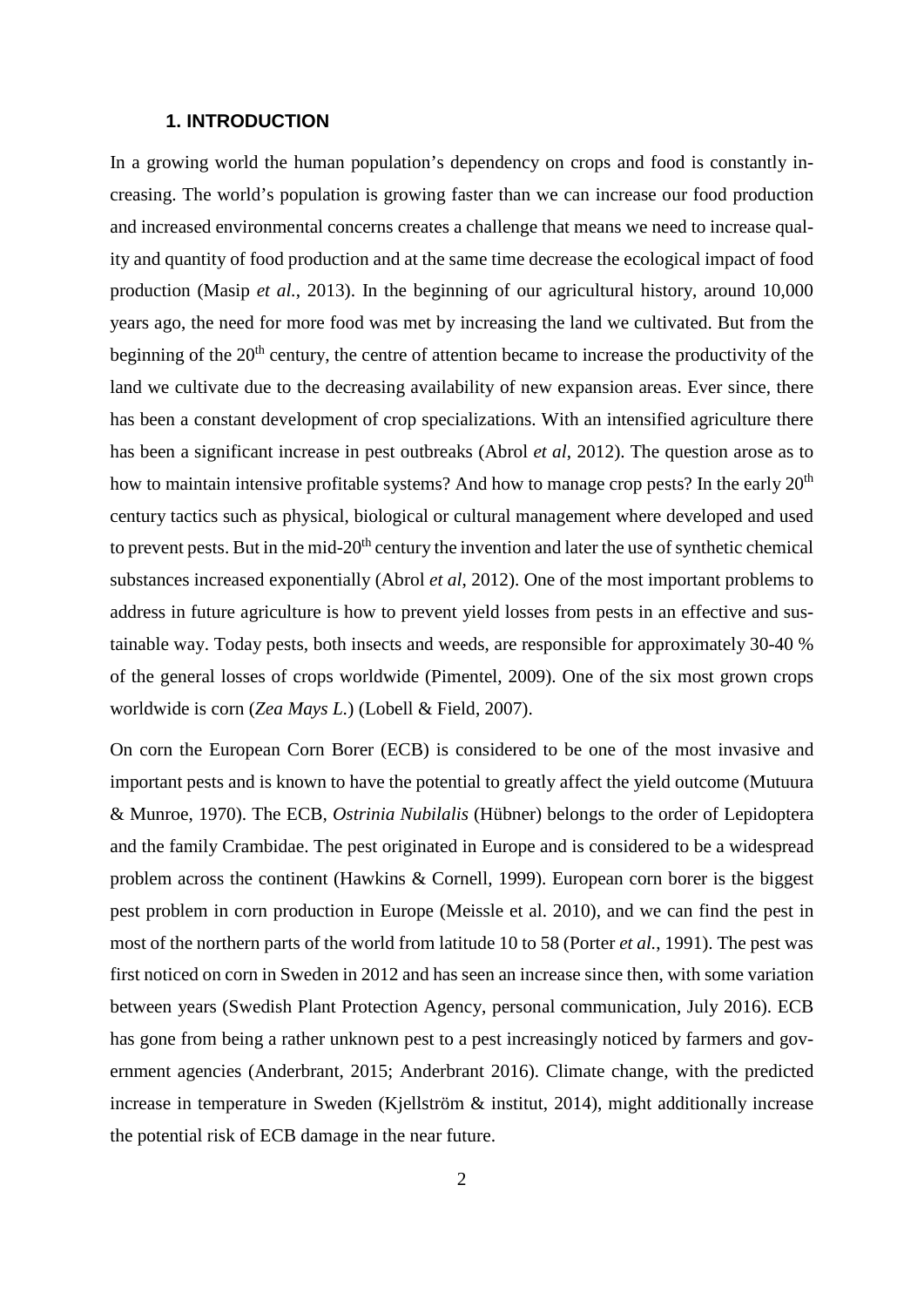## 1. INTRODUCTION

In a growing world the human population's dependency on crops and food is constantly increasing. The world's population is growing faster than we can increase our food production and increased environmental concerns creates a challenge that means we need to increase quality and quantity of food production and at the same time decrease the ecological impact of food production (Masip *et al.*, 2013). In the beginning of our agricultural history, around 10,000 years ago, the need for more food was met by increasing the land we cultivated. But from the beginning of the 20$^{th}$ century, the centre of attention became to increase the productivity of the land we cultivate due to the decreasing availability of new expansion areas. Ever since, there has been a constant development of crop specializations. With an intensified agriculture there has been a significant increase in pest outbreaks (Abrol *et al*, 2012). The question arose as to how to maintain intensive profitable systems? And how to manage crop pests? In the early 20$^{th}$ century tactics such as physical, biological or cultural management where developed and used to prevent pests. But in the mid-20$^{th}$ century the invention and later the use of synthetic chemical substances increased exponentially (Abrol *et al*, 2012). One of the most important problems to address in future agriculture is how to prevent yield losses from pests in an effective and sustainable way. Today pests, both insects and weeds, are responsible for approximately 30-40 % of the general losses of crops worldwide (Pimentel, 2009). One of the six most grown crops worldwide is corn (*Zea Mays L.*) (Lobell & Field, 2007).

On corn the European Corn Borer (ECB) is considered to be one of the most invasive and important pests and is known to have the potential to greatly affect the yield outcome (Mutuura & Munroe, 1970). The ECB, *Ostrinia Nubilalis* (Hübner) belongs to the order of Lepidoptera and the family Crambidae. The pest originated in Europe and is considered to be a widespread problem across the continent (Hawkins & Cornell, 1999). European corn borer is the biggest pest problem in corn production in Europe (Meissle et al. 2010), and we can find the pest in most of the northern parts of the world from latitude 10 to 58 (Porter *et al.*, 1991). The pest was first noticed on corn in Sweden in 2012 and has seen an increase since then, with some variation between years (Swedish Plant Protection Agency, personal communication, July 2016). ECB has gone from being a rather unknown pest to a pest increasingly noticed by farmers and government agencies (Anderbrant, 2015; Anderbrant 2016). Climate change, with the predicted increase in temperature in Sweden (Kjellström & institut, 2014), might additionally increase the potential risk of ECB damage in the near future.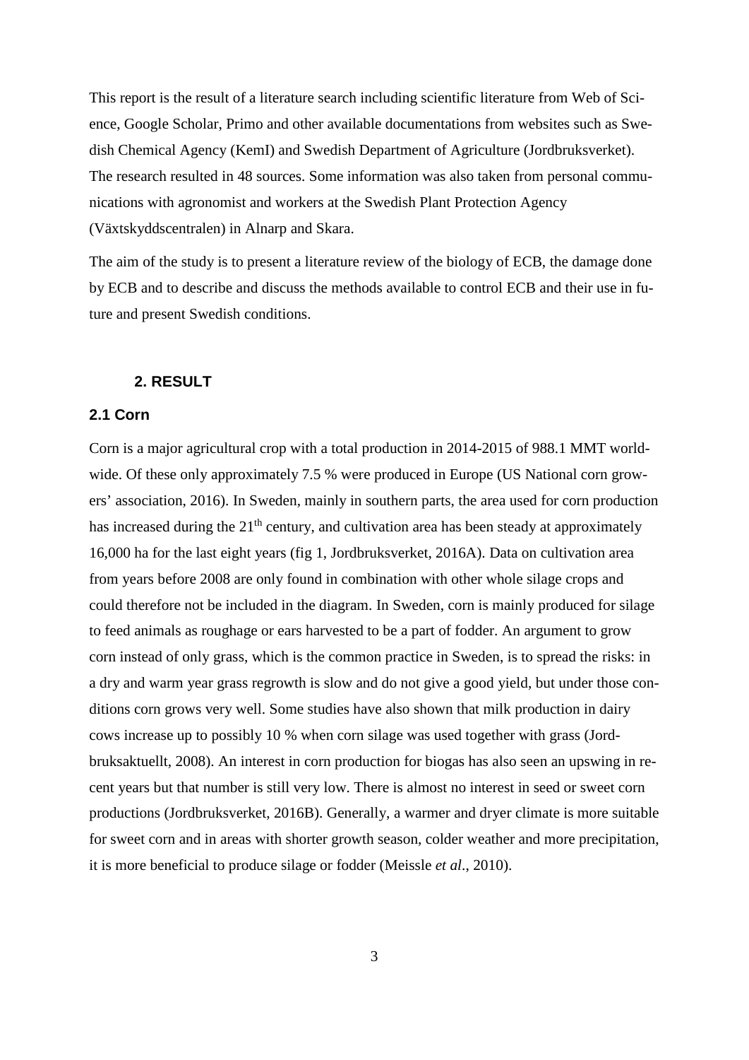This report is the result of a literature search including scientific literature from Web of Science, Google Scholar, Primo and other available documentations from websites such as Swedish Chemical Agency (KemI) and Swedish Department of Agriculture (Jordbruksverket). The research resulted in 48 sources. Some information was also taken from personal communications with agronomist and workers at the Swedish Plant Protection Agency (Växtskyddscentralen) in Alnarp and Skara.

The aim of the study is to present a literature review of the biology of ECB, the damage done by ECB and to describe and discuss the methods available to control ECB and their use in future and present Swedish conditions.

# 2. RESULT

## 2.1 Corn

Corn is a major agricultural crop with a total production in 2014-2015 of 988.1 MMT worldwide. Of these only approximately 7.5 % were produced in Europe (US National corn growers' association, 2016). In Sweden, mainly in southern parts, the area used for corn production has increased during the 21$^{th}$ century, and cultivation area has been steady at approximately 16,000 ha for the last eight years (fig 1, Jordbruksverket, 2016A). Data on cultivation area from years before 2008 are only found in combination with other whole silage crops and could therefore not be included in the diagram. In Sweden, corn is mainly produced for silage to feed animals as roughage or ears harvested to be a part of fodder. An argument to grow corn instead of only grass, which is the common practice in Sweden, is to spread the risks: in a dry and warm year grass regrowth is slow and do not give a good yield, but under those conditions corn grows very well. Some studies have also shown that milk production in dairy cows increase up to possibly 10 % when corn silage was used together with grass (Jordbruksaktuellt, 2008). An interest in corn production for biogas has also seen an upswing in recent years but that number is still very low. There is almost no interest in seed or sweet corn productions (Jordbruksverket, 2016B). Generally, a warmer and dryer climate is more suitable for sweet corn and in areas with shorter growth season, colder weather and more precipitation, it is more beneficial to produce silage or fodder (Meissle *et al*., 2010).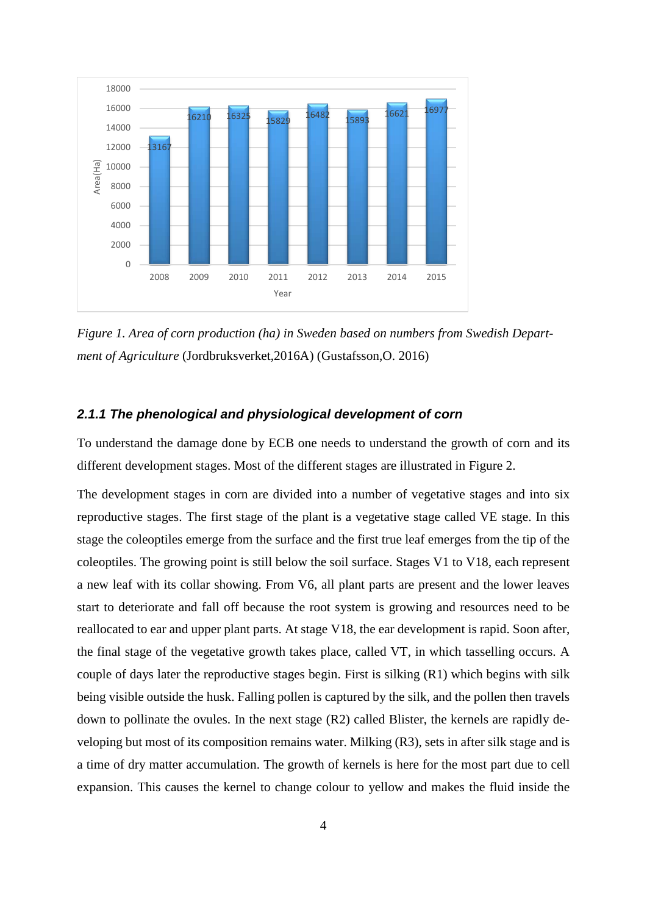*Figure 1. Area of corn production (ha) in Sweden based on numbers from Swedish Department of Agriculture* (Jordbruksverket,2016A) (Gustafsson,O. 2016)

#### *2.1.1 The phenological and physiological development of corn*

To understand the damage done by ECB one needs to understand the growth of corn and its different development stages. Most of the different stages are illustrated in Figure 2.

The development stages in corn are divided into a number of vegetative stages and into six reproductive stages. The first stage of the plant is a vegetative stage called VE stage. In this stage the coleoptiles emerge from the surface and the first true leaf emerges from the tip of the coleoptiles. The growing point is still below the soil surface. Stages V1 to V18, each represent a new leaf with its collar showing. From V6, all plant parts are present and the lower leaves start to deteriorate and fall off because the root system is growing and resources need to be reallocated to ear and upper plant parts. At stage V18, the ear development is rapid. Soon after, the final stage of the vegetative growth takes place, called VT, in which tasselling occurs. A couple of days later the reproductive stages begin. First is silking (R1) which begins with silk being visible outside the husk. Falling pollen is captured by the silk, and the pollen then travels down to pollinate the ovules. In the next stage (R2) called Blister, the kernels are rapidly developing but most of its composition remains water. Milking (R3), sets in after silk stage and is a time of dry matter accumulation. The growth of kernels is here for the most part due to cell expansion. This causes the kernel to change colour to yellow and makes the fluid inside the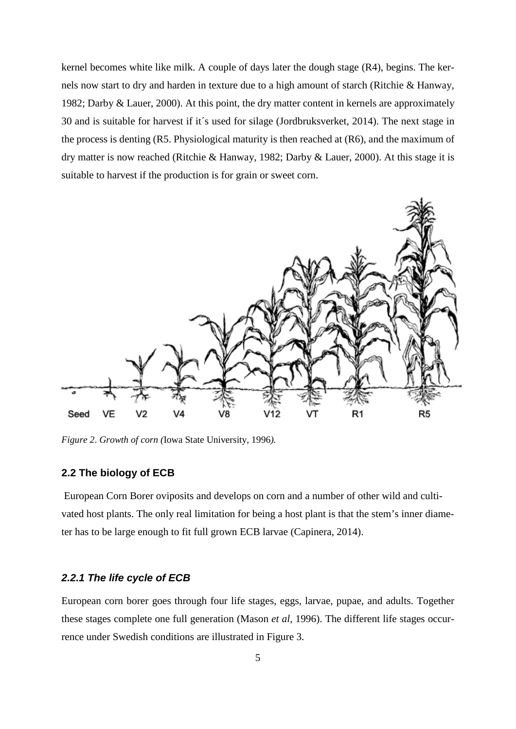kernel becomes white like milk. A couple of days later the dough stage (R4), begins. The kernels now start to dry and harden in texture due to a high amount of starch (Ritchie & Hanway, 1982; Darby & Lauer, 2000). At this point, the dry matter content in kernels are approximately 30 and is suitable for harvest if it´s used for silage (Jordbruksverket, 2014). The next stage in the process is denting (R5. Physiological maturity is then reached at (R6), and the maximum of dry matter is now reached (Ritchie & Hanway, 1982; Darby & Lauer, 2000). At this stage it is suitable to harvest if the production is for grain or sweet corn.

*Figure 2. Growth of corn (*Iowa State University, 1996*).*

### 2.2 The biology of ECB

European Corn Borer oviposits and develops on corn and a number of other wild and cultivated host plants. The only real limitation for being a host plant is that the stem's inner diameter has to be large enough to fit full grown ECB larvae (Capinera, 2014).

#### *2.2.1 The life cycle of ECB*

European corn borer goes through four life stages, eggs, larvae, pupae, and adults. Together these stages complete one full generation (Mason *et al*, 1996). The different life stages occurrence under Swedish conditions are illustrated in Figure 3.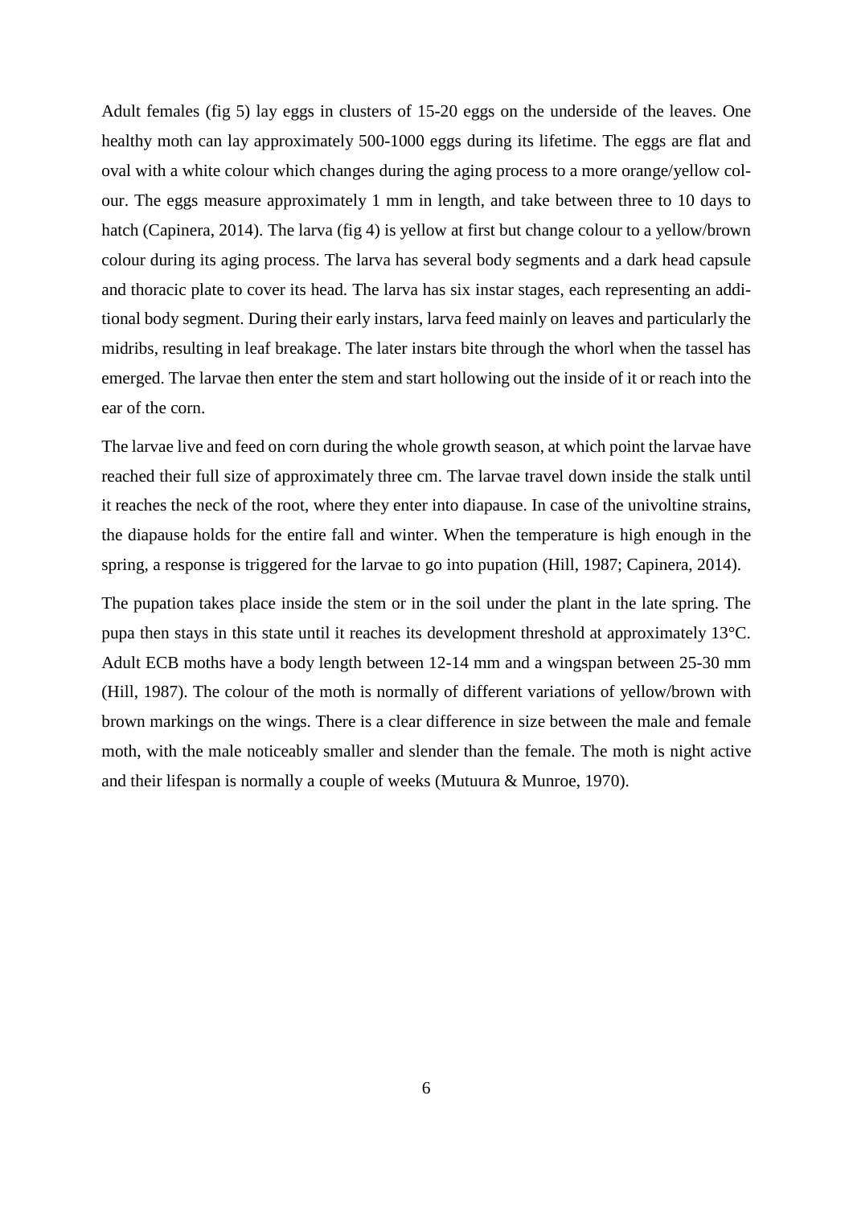Adult females (fig 5) lay eggs in clusters of 15-20 eggs on the underside of the leaves. One healthy moth can lay approximately 500-1000 eggs during its lifetime. The eggs are flat and oval with a white colour which changes during the aging process to a more orange/yellow colour. The eggs measure approximately 1 mm in length, and take between three to 10 days to hatch (Capinera, 2014). The larva (fig 4) is yellow at first but change colour to a yellow/brown colour during its aging process. The larva has several body segments and a dark head capsule and thoracic plate to cover its head. The larva has six instar stages, each representing an additional body segment. During their early instars, larva feed mainly on leaves and particularly the midribs, resulting in leaf breakage. The later instars bite through the whorl when the tassel has emerged. The larvae then enter the stem and start hollowing out the inside of it or reach into the ear of the corn.

The larvae live and feed on corn during the whole growth season, at which point the larvae have reached their full size of approximately three cm. The larvae travel down inside the stalk until it reaches the neck of the root, where they enter into diapause. In case of the univoltine strains, the diapause holds for the entire fall and winter. When the temperature is high enough in the spring, a response is triggered for the larvae to go into pupation (Hill, 1987; Capinera, 2014).

The pupation takes place inside the stem or in the soil under the plant in the late spring. The pupa then stays in this state until it reaches its development threshold at approximately 13°C. Adult ECB moths have a body length between 12-14 mm and a wingspan between 25-30 mm (Hill, 1987). The colour of the moth is normally of different variations of yellow/brown with brown markings on the wings. There is a clear difference in size between the male and female moth, with the male noticeably smaller and slender than the female. The moth is night active and their lifespan is normally a couple of weeks (Mutuura & Munroe, 1970).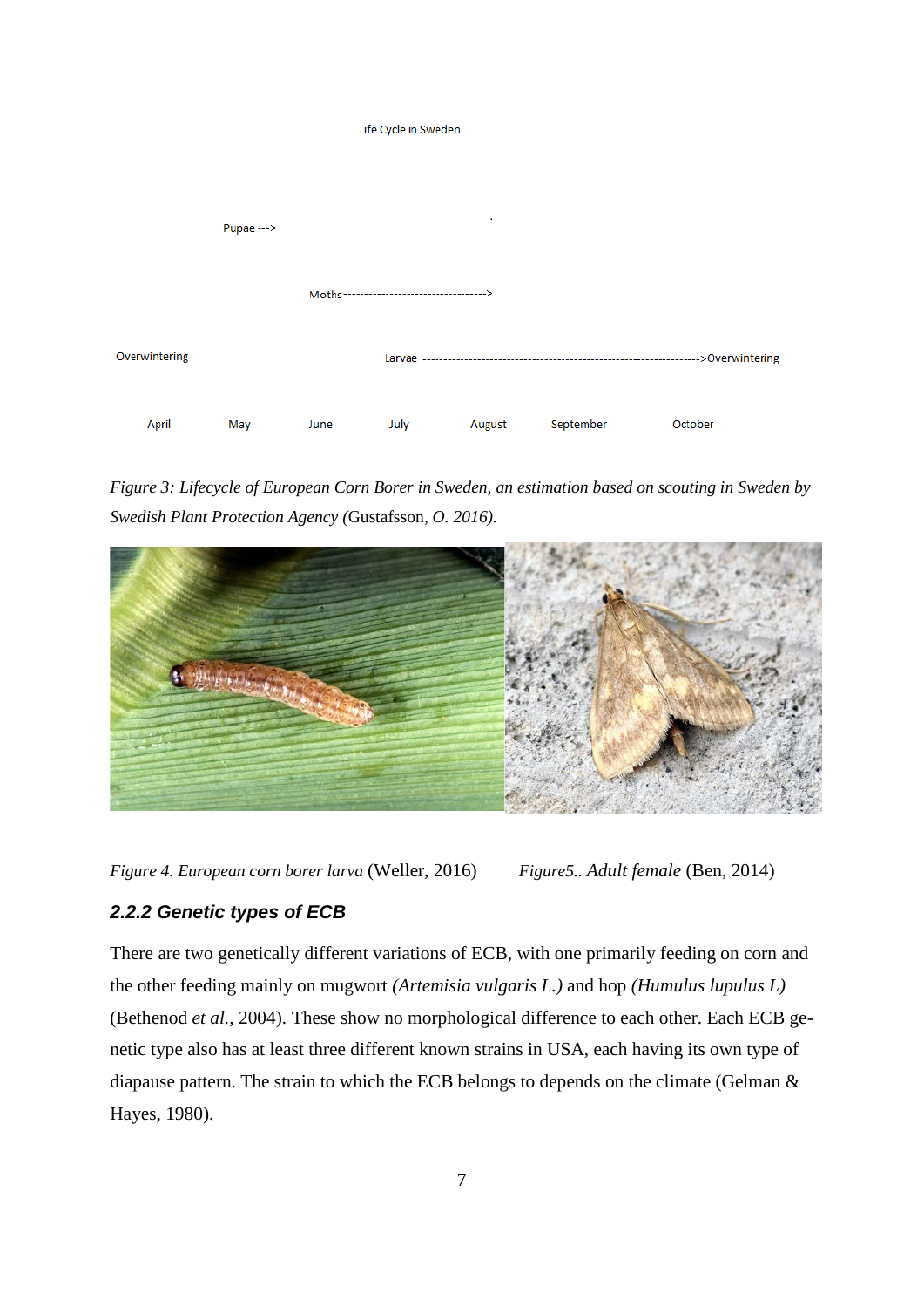Life Cycle in Sweden

Pupae --->

Moths---------------------------------->

Overwintering

Larvae ------------------------------------------------------------------>Overwintering

April May June July August September October

*Figure 3: Lifecycle of European Corn Borer in Sweden, an estimation based on scouting in Sweden by Swedish Plant Protection Agency* (Gustafsson, *O. 2016).*

*Figure 4. European corn borer larva* (Weller, 2016)

*Figure5.. Adult female* (Ben, 2014)

### 2.2.2 Genetic types of ECB

There are two genetically different variations of ECB, with one primarily feeding on corn and the other feeding mainly on mugwort *(Artemisia vulgaris L.)* and hop *(Humulus lupulus L)* (Bethenod *et al.*, 2004). These show no morphological difference to each other. Each ECB genetic type also has at least three different known strains in USA, each having its own type of diapause pattern. The strain to which the ECB belongs to depends on the climate (Gelman & Hayes, 1980).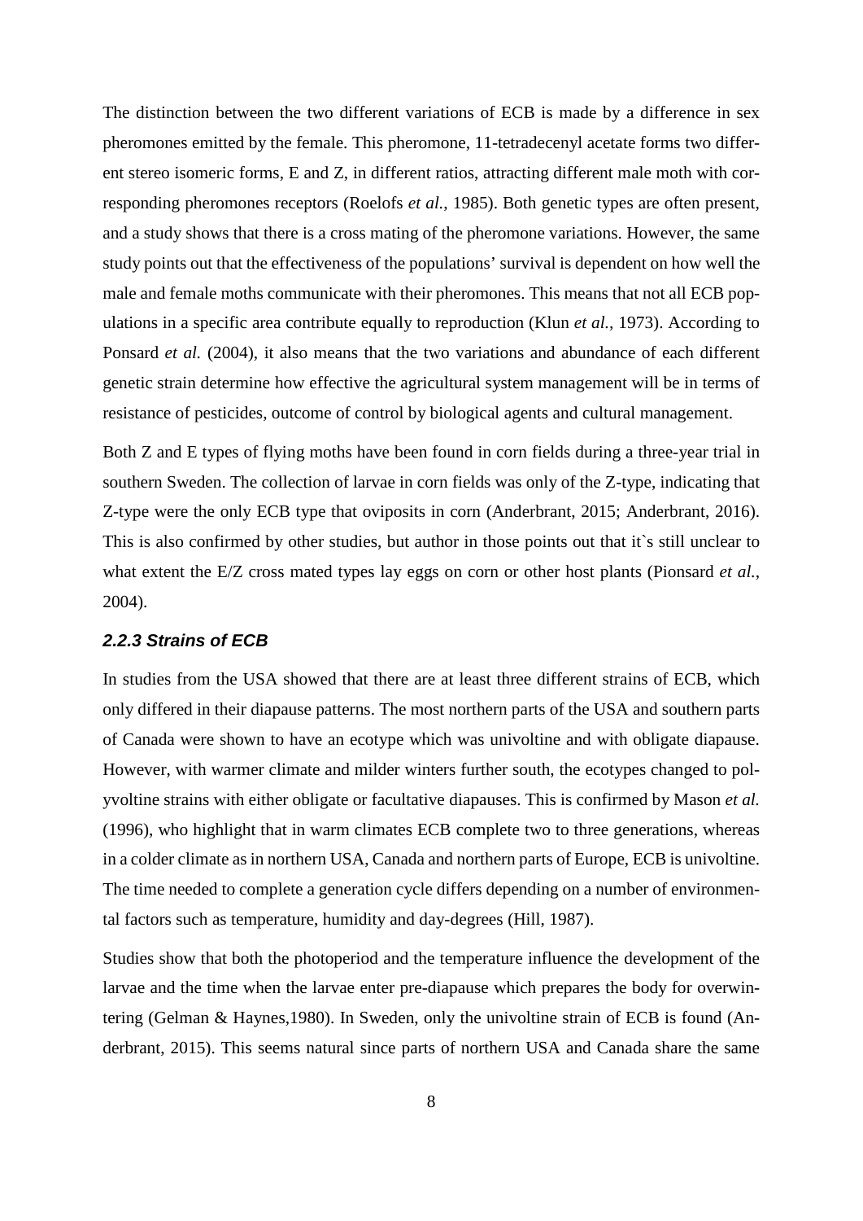The distinction between the two different variations of ECB is made by a difference in sex pheromones emitted by the female. This pheromone, 11-tetradecenyl acetate forms two different stereo isomeric forms, E and Z, in different ratios, attracting different male moth with corresponding pheromones receptors (Roelofs *et al.*, 1985). Both genetic types are often present, and a study shows that there is a cross mating of the pheromone variations. However, the same study points out that the effectiveness of the populations' survival is dependent on how well the male and female moths communicate with their pheromones. This means that not all ECB populations in a specific area contribute equally to reproduction (Klun *et al.*, 1973). According to Ponsard *et al.* (2004), it also means that the two variations and abundance of each different genetic strain determine how effective the agricultural system management will be in terms of resistance of pesticides, outcome of control by biological agents and cultural management.

Both Z and E types of flying moths have been found in corn fields during a three-year trial in southern Sweden. The collection of larvae in corn fields was only of the Z-type, indicating that Z-type were the only ECB type that oviposits in corn (Anderbrant, 2015; Anderbrant, 2016). This is also confirmed by other studies, but author in those points out that it`s still unclear to what extent the E/Z cross mated types lay eggs on corn or other host plants (Pionsard *et al.*, 2004).

### *2.2.3 Strains of ECB*

In studies from the USA showed that there are at least three different strains of ECB, which only differed in their diapause patterns. The most northern parts of the USA and southern parts of Canada were shown to have an ecotype which was univoltine and with obligate diapause. However, with warmer climate and milder winters further south, the ecotypes changed to polyvoltine strains with either obligate or facultative diapauses. This is confirmed by Mason *et al.* (1996), who highlight that in warm climates ECB complete two to three generations, whereas in a colder climate as in northern USA, Canada and northern parts of Europe, ECB is univoltine. The time needed to complete a generation cycle differs depending on a number of environmental factors such as temperature, humidity and day-degrees (Hill, 1987).

Studies show that both the photoperiod and the temperature influence the development of the larvae and the time when the larvae enter pre-diapause which prepares the body for overwintering (Gelman & Haynes,1980). In Sweden, only the univoltine strain of ECB is found (Anderbrant, 2015). This seems natural since parts of northern USA and Canada share the same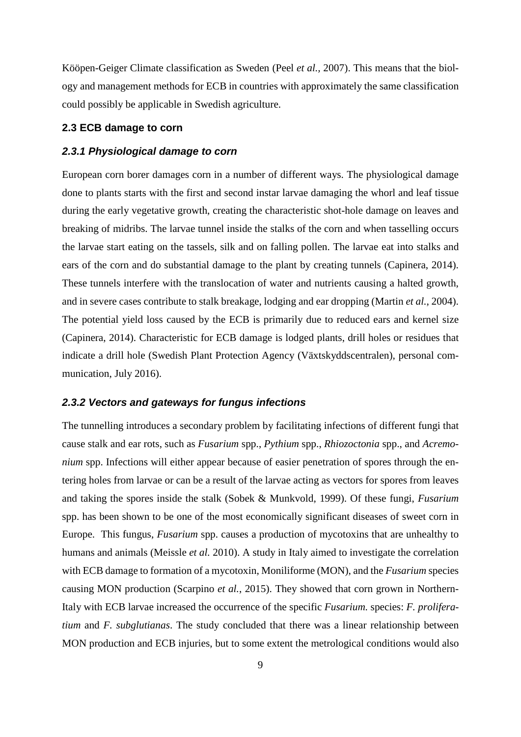Klöpen-Geiger Climate classification as Sweden (Peel *et al.,* 2007). This means that the biology and management methods for ECB in countries with approximately the same classification could possibly be applicable in Swedish agriculture.

### 2.3 ECB damage to corn

#### *2.3.1 Physiological damage to corn*

European corn borer damages corn in a number of different ways. The physiological damage done to plants starts with the first and second instar larvae damaging the whorl and leaf tissue during the early vegetative growth, creating the characteristic shot-hole damage on leaves and breaking of midribs. The larvae tunnel inside the stalks of the corn and when tasselling occurs the larvae start eating on the tassels, silk and on falling pollen. The larvae eat into stalks and ears of the corn and do substantial damage to the plant by creating tunnels (Capinera, 2014). These tunnels interfere with the translocation of water and nutrients causing a halted growth, and in severe cases contribute to stalk breakage, lodging and ear dropping (Martin *et al.*, 2004). The potential yield loss caused by the ECB is primarily due to reduced ears and kernel size (Capinera, 2014). Characteristic for ECB damage is lodged plants, drill holes or residues that indicate a drill hole (Swedish Plant Protection Agency (Växtskyddscentralen), personal communication, July 2016).

#### *2.3.2 Vectors and gateways for fungus infections*

The tunnelling introduces a secondary problem by facilitating infections of different fungi that cause stalk and ear rots, such as *Fusarium* spp., *Pythium* spp., *Rhizoctonia* spp., and *Acremonium* spp. Infections will either appear because of easier penetration of spores through the entering holes from larvae or can be a result of the larvae acting as vectors for spores from leaves and taking the spores inside the stalk (Sobek & Munkvold, 1999). Of these fungi, *Fusarium* spp. has been shown to be one of the most economically significant diseases of sweet corn in Europe. This fungus, *Fusarium* spp. causes a production of mycotoxins that are unhealthy to humans and animals (Meissle *et al.* 2010). A study in Italy aimed to investigate the correlation with ECB damage to formation of a mycotoxin, Moniliforme (MON), and the *Fusarium* species causing MON production (Scarpino *et al.*, 2015). They showed that corn grown in Northern-Italy with ECB larvae increased the occurrence of the specific *Fusarium.* species: *F. proliferatium* and *F. subglutianas*. The study concluded that there was a linear relationship between MON production and ECB injuries, but to some extent the metrological conditions would also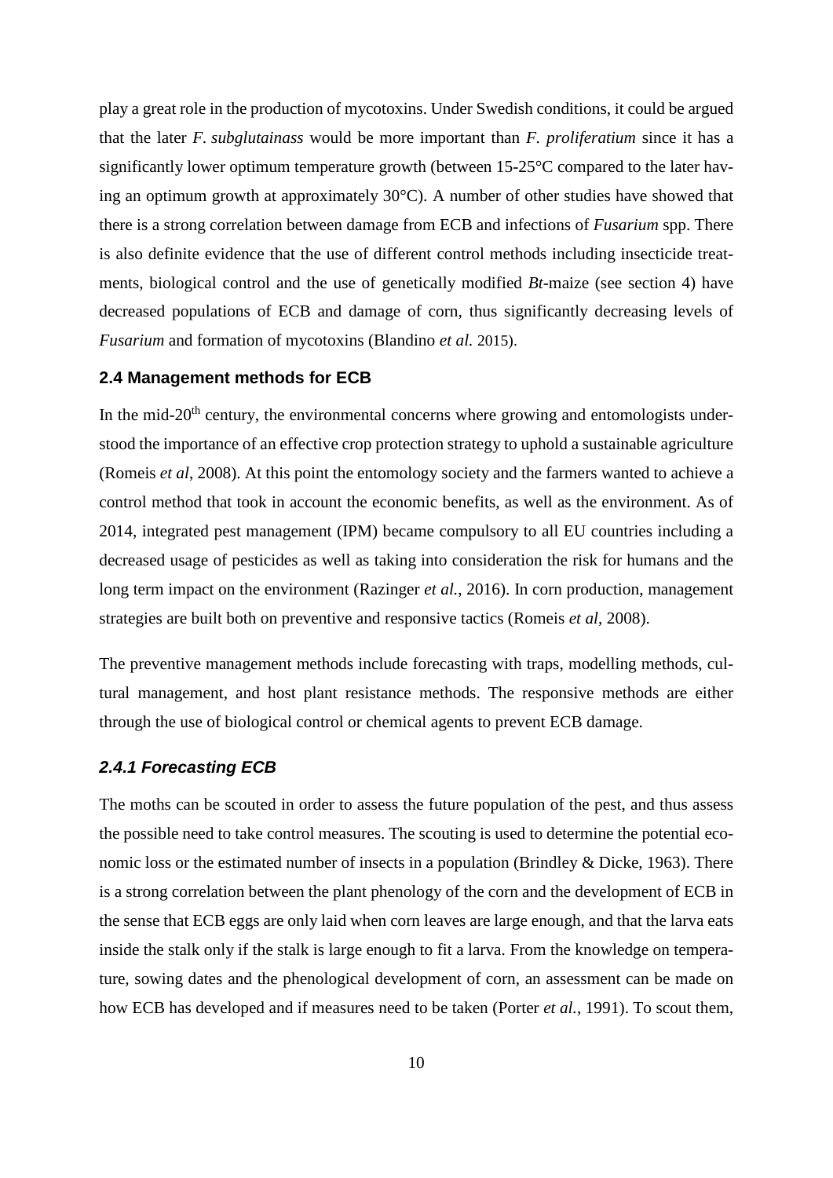play a great role in the production of mycotoxins. Under Swedish conditions, it could be argued that the later *F. subglutainass* would be more important than *F. proliferatium* since it has a significantly lower optimum temperature growth (between 15-25°C compared to the later having an optimum growth at approximately 30°C). A number of other studies have showed that there is a strong correlation between damage from ECB and infections of *Fusarium* spp. There is also definite evidence that the use of different control methods including insecticide treatments, biological control and the use of genetically modified *Bt*-maize (see section 4) have decreased populations of ECB and damage of corn, thus significantly decreasing levels of *Fusarium* and formation of mycotoxins (Blandino *et al.* 2015).

### 2.4 Management methods for ECB

In the mid-20th century, the environmental concerns where growing and entomologists understood the importance of an effective crop protection strategy to uphold a sustainable agriculture (Romeis *et al*, 2008). At this point the entomology society and the farmers wanted to achieve a control method that took in account the economic benefits, as well as the environment. As of 2014, integrated pest management (IPM) became compulsory to all EU countries including a decreased usage of pesticides as well as taking into consideration the risk for humans and the long term impact on the environment (Razinger *et al.*, 2016). In corn production, management strategies are built both on preventive and responsive tactics (Romeis *et al*, 2008).

The preventive management methods include forecasting with traps, modelling methods, cultural management, and host plant resistance methods. The responsive methods are either through the use of biological control or chemical agents to prevent ECB damage.

#### *2.4.1 Forecasting ECB*

The moths can be scouted in order to assess the future population of the pest, and thus assess the possible need to take control measures. The scouting is used to determine the potential economic loss or the estimated number of insects in a population (Brindley & Dicke, 1963). There is a strong correlation between the plant phenology of the corn and the development of ECB in the sense that ECB eggs are only laid when corn leaves are large enough, and that the larva eats inside the stalk only if the stalk is large enough to fit a larva. From the knowledge on temperature, sowing dates and the phenological development of corn, an assessment can be made on how ECB has developed and if measures need to be taken (Porter *et al.*, 1991). To scout them,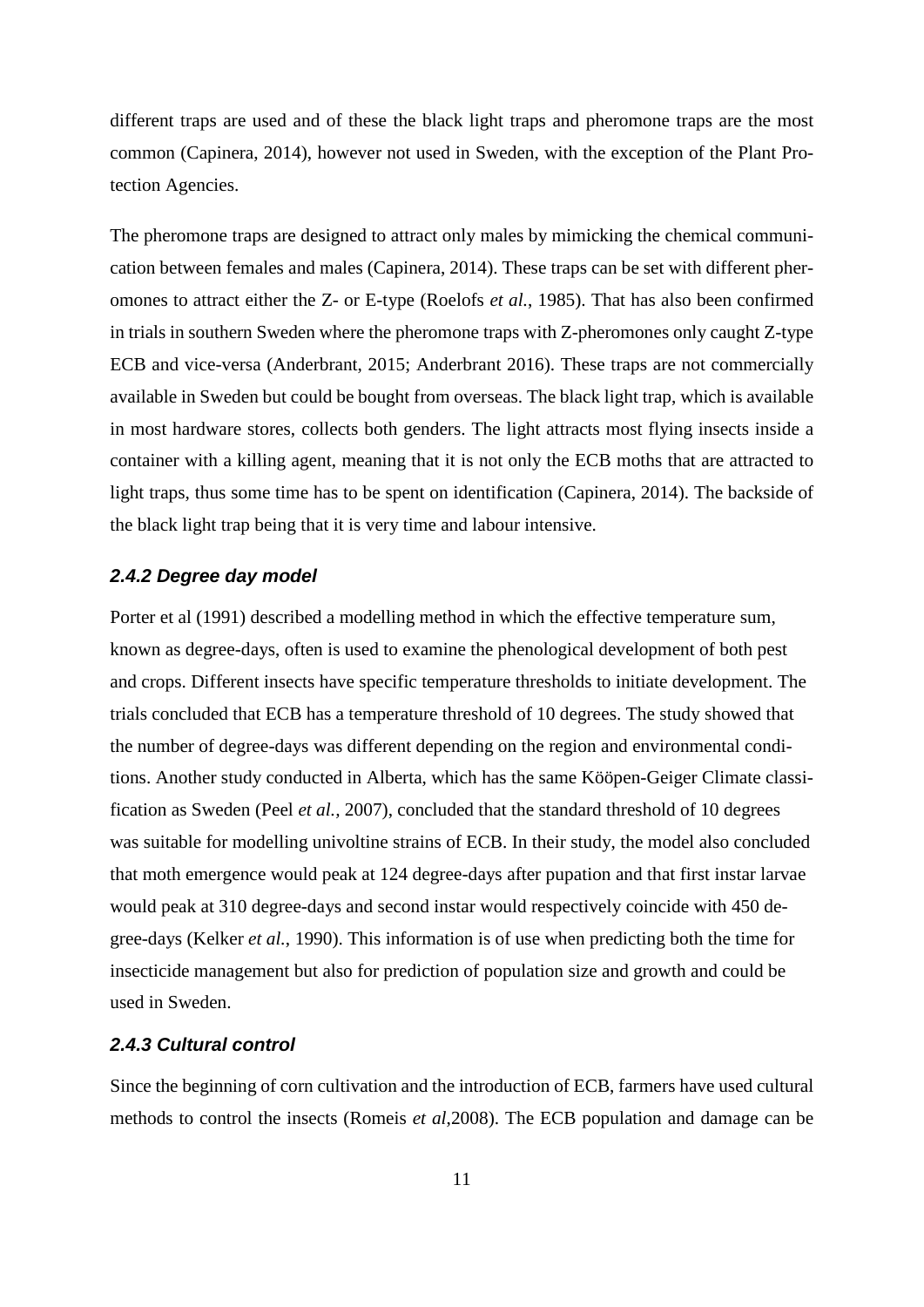different traps are used and of these the black light traps and pheromone traps are the most common (Capinera, 2014), however not used in Sweden, with the exception of the Plant Protection Agencies.

The pheromone traps are designed to attract only males by mimicking the chemical communication between females and males (Capinera, 2014). These traps can be set with different pheromones to attract either the Z- or E-type (Roelofs *et al.*, 1985). That has also been confirmed in trials in southern Sweden where the pheromone traps with Z-pheromones only caught Z-type ECB and vice-versa (Anderbrant, 2015; Anderbrant 2016). These traps are not commercially available in Sweden but could be bought from overseas. The black light trap, which is available in most hardware stores, collects both genders. The light attracts most flying insects inside a container with a killing agent, meaning that it is not only the ECB moths that are attracted to light traps, thus some time has to be spent on identification (Capinera, 2014). The backside of the black light trap being that it is very time and labour intensive.

### *2.4.2 Degree day model*

Porter et al (1991) described a modelling method in which the effective temperature sum, known as degree-days, often is used to examine the phenological development of both pest and crops. Different insects have specific temperature thresholds to initiate development. The trials concluded that ECB has a temperature threshold of 10 degrees. The study showed that the number of degree-days was different depending on the region and environmental conditions. Another study conducted in Alberta, which has the same Kööpen-Geiger Climate classification as Sweden (Peel *et al.,* 2007), concluded that the standard threshold of 10 degrees was suitable for modelling univoltine strains of ECB. In their study, the model also concluded that moth emergence would peak at 124 degree-days after pupation and that first instar larvae would peak at 310 degree-days and second instar would respectively coincide with 450 degree-days (Kelker *et al.*, 1990). This information is of use when predicting both the time for insecticide management but also for prediction of population size and growth and could be used in Sweden.

### *2.4.3 Cultural control*

Since the beginning of corn cultivation and the introduction of ECB, farmers have used cultural methods to control the insects (Romeis *et al*,2008). The ECB population and damage can be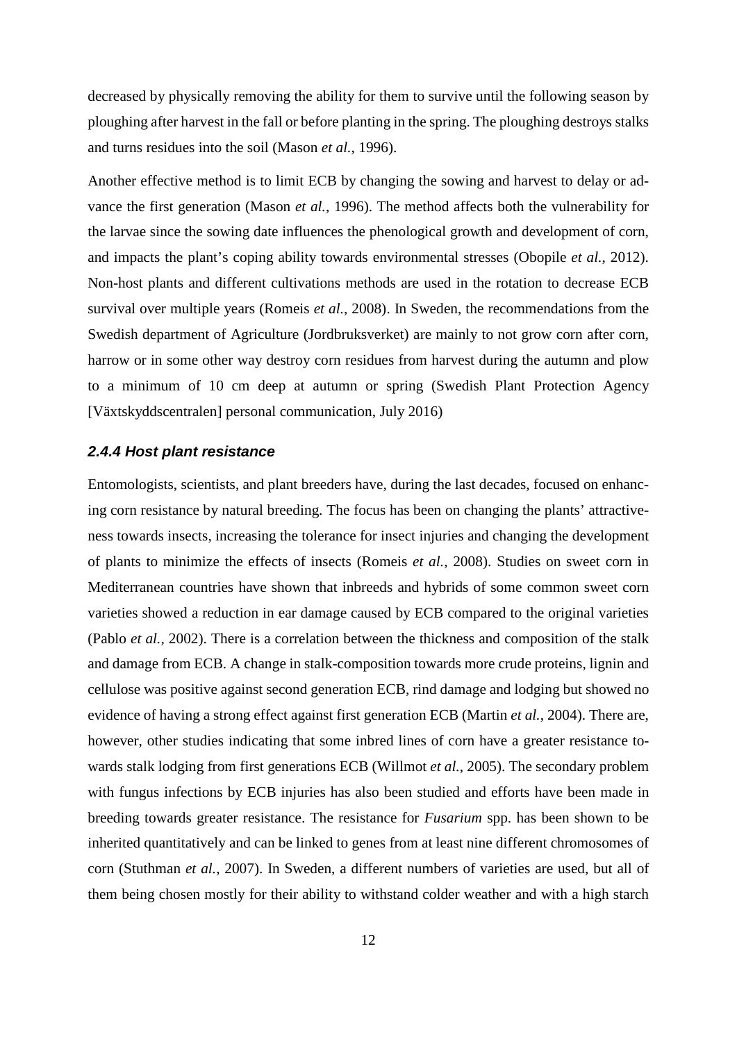decreased by physically removing the ability for them to survive until the following season by ploughing after harvest in the fall or before planting in the spring. The ploughing destroys stalks and turns residues into the soil (Mason *et al.*, 1996).

Another effective method is to limit ECB by changing the sowing and harvest to delay or advance the first generation (Mason *et al.*, 1996). The method affects both the vulnerability for the larvae since the sowing date influences the phenological growth and development of corn, and impacts the plant's coping ability towards environmental stresses (Obopile *et al.*, 2012). Non-host plants and different cultivations methods are used in the rotation to decrease ECB survival over multiple years (Romeis *et al.*, 2008). In Sweden, the recommendations from the Swedish department of Agriculture (Jordbruksverket) are mainly to not grow corn after corn, harrow or in some other way destroy corn residues from harvest during the autumn and plow to a minimum of 10 cm deep at autumn or spring (Swedish Plant Protection Agency [Växtskyddscentralen] personal communication, July 2016)

### *2.4.4 Host plant resistance*

Entomologists, scientists, and plant breeders have, during the last decades, focused on enhancing corn resistance by natural breeding. The focus has been on changing the plants' attractiveness towards insects, increasing the tolerance for insect injuries and changing the development of plants to minimize the effects of insects (Romeis *et al.*, 2008). Studies on sweet corn in Mediterranean countries have shown that inbreeds and hybrids of some common sweet corn varieties showed a reduction in ear damage caused by ECB compared to the original varieties (Pablo *et al.*, 2002). There is a correlation between the thickness and composition of the stalk and damage from ECB. A change in stalk-composition towards more crude proteins, lignin and cellulose was positive against second generation ECB, rind damage and lodging but showed no evidence of having a strong effect against first generation ECB (Martin *et al.*, 2004). There are, however, other studies indicating that some inbred lines of corn have a greater resistance towards stalk lodging from first generations ECB (Willmot *et al.*, 2005). The secondary problem with fungus infections by ECB injuries has also been studied and efforts have been made in breeding towards greater resistance. The resistance for *Fusarium* spp. has been shown to be inherited quantitatively and can be linked to genes from at least nine different chromosomes of corn (Stuthman *et al.*, 2007). In Sweden, a different numbers of varieties are used, but all of them being chosen mostly for their ability to withstand colder weather and with a high starch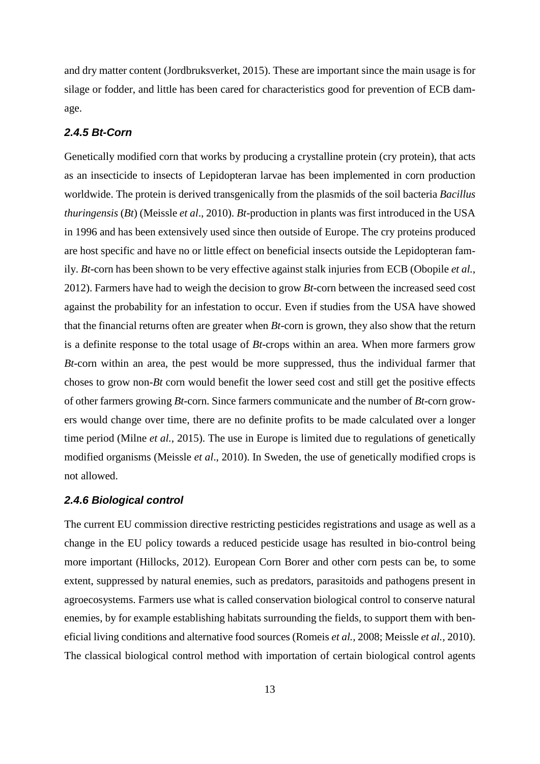and dry matter content (Jordbruksverket, 2015). These are important since the main usage is for silage or fodder, and little has been cared for characteristics good for prevention of ECB damage.

### *2.4.5 Bt-Corn*

Genetically modified corn that works by producing a crystalline protein (cry protein), that acts as an insecticide to insects of Lepidopteran larvae has been implemented in corn production worldwide. The protein is derived transgenically from the plasmids of the soil bacteria *Bacillus thuringensis* (*Bt*) (Meissle *et al*., 2010). *Bt*-production in plants was first introduced in the USA in 1996 and has been extensively used since then outside of Europe. The cry proteins produced are host specific and have no or little effect on beneficial insects outside the Lepidopteran family. *Bt*-corn has been shown to be very effective against stalk injuries from ECB (Obopile *et al.*, 2012). Farmers have had to weigh the decision to grow *Bt*-corn between the increased seed cost against the probability for an infestation to occur. Even if studies from the USA have showed that the financial returns often are greater when *Bt*-corn is grown, they also show that the return is a definite response to the total usage of *Bt*-crops within an area. When more farmers grow *Bt*-corn within an area, the pest would be more suppressed, thus the individual farmer that choses to grow non-*Bt* corn would benefit the lower seed cost and still get the positive effects of other farmers growing *Bt*-corn. Since farmers communicate and the number of *Bt*-corn growers would change over time, there are no definite profits to be made calculated over a longer time period (Milne *et al.*, 2015). The use in Europe is limited due to regulations of genetically modified organisms (Meissle *et al*., 2010). In Sweden, the use of genetically modified crops is not allowed.

### *2.4.6 Biological control*

The current EU commission directive restricting pesticides registrations and usage as well as a change in the EU policy towards a reduced pesticide usage has resulted in bio-control being more important (Hillocks, 2012). European Corn Borer and other corn pests can be, to some extent, suppressed by natural enemies, such as predators, parasitoids and pathogens present in agroecosystems. Farmers use what is called conservation biological control to conserve natural enemies, by for example establishing habitats surrounding the fields, to support them with beneficial living conditions and alternative food sources (Romeis *et al.*, 2008; Meissle *et al.*, 2010). The classical biological control method with importation of certain biological control agents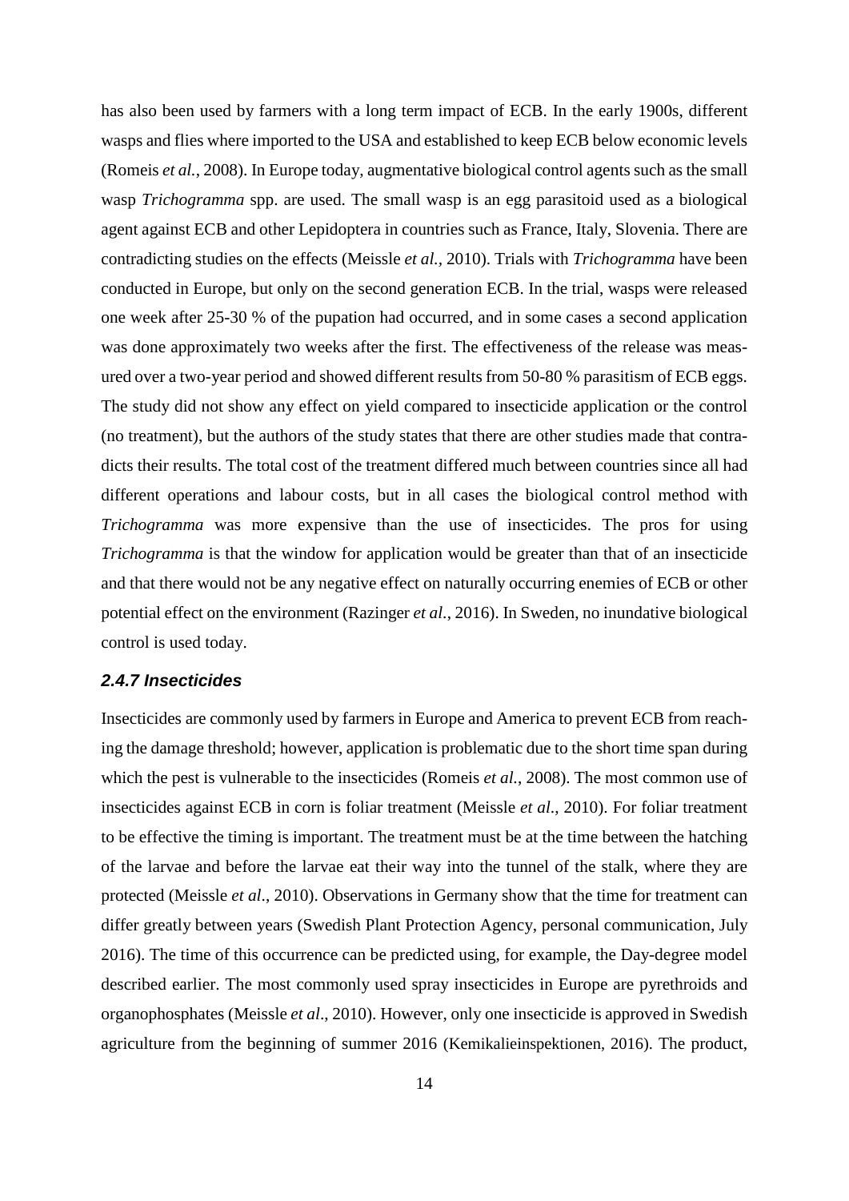has also been used by farmers with a long term impact of ECB. In the early 1900s, different wasps and flies where imported to the USA and established to keep ECB below economic levels (Romeis *et al.*, 2008). In Europe today, augmentative biological control agents such as the small wasp *Trichogramma* spp. are used. The small wasp is an egg parasitoid used as a biological agent against ECB and other Lepidoptera in countries such as France, Italy, Slovenia. There are contradicting studies on the effects (Meissle *et al.*, 2010). Trials with *Trichogramma* have been conducted in Europe, but only on the second generation ECB. In the trial, wasps were released one week after 25-30 % of the pupation had occurred, and in some cases a second application was done approximately two weeks after the first. The effectiveness of the release was measured over a two-year period and showed different results from 50-80 % parasitism of ECB eggs. The study did not show any effect on yield compared to insecticide application or the control (no treatment), but the authors of the study states that there are other studies made that contradicts their results. The total cost of the treatment differed much between countries since all had different operations and labour costs, but in all cases the biological control method with *Trichogramma* was more expensive than the use of insecticides. The pros for using *Trichogramma* is that the window for application would be greater than that of an insecticide and that there would not be any negative effect on naturally occurring enemies of ECB or other potential effect on the environment (Razinger *et al.*, 2016). In Sweden, no inundative biological control is used today.

### 2.4.7 Insecticides

Insecticides are commonly used by farmers in Europe and America to prevent ECB from reaching the damage threshold; however, application is problematic due to the short time span during which the pest is vulnerable to the insecticides (Romeis *et al.*, 2008). The most common use of insecticides against ECB in corn is foliar treatment (Meissle *et al.*, 2010). For foliar treatment to be effective the timing is important. The treatment must be at the time between the hatching of the larvae and before the larvae eat their way into the tunnel of the stalk, where they are protected (Meissle *et al*., 2010). Observations in Germany show that the time for treatment can differ greatly between years (Swedish Plant Protection Agency, personal communication, July 2016). The time of this occurrence can be predicted using, for example, the Day-degree model described earlier. The most commonly used spray insecticides in Europe are pyrethroids and organophosphates (Meissle *et al*., 2010). However, only one insecticide is approved in Swedish agriculture from the beginning of summer 2016 (Kemikalieinspektionen, 2016). The product,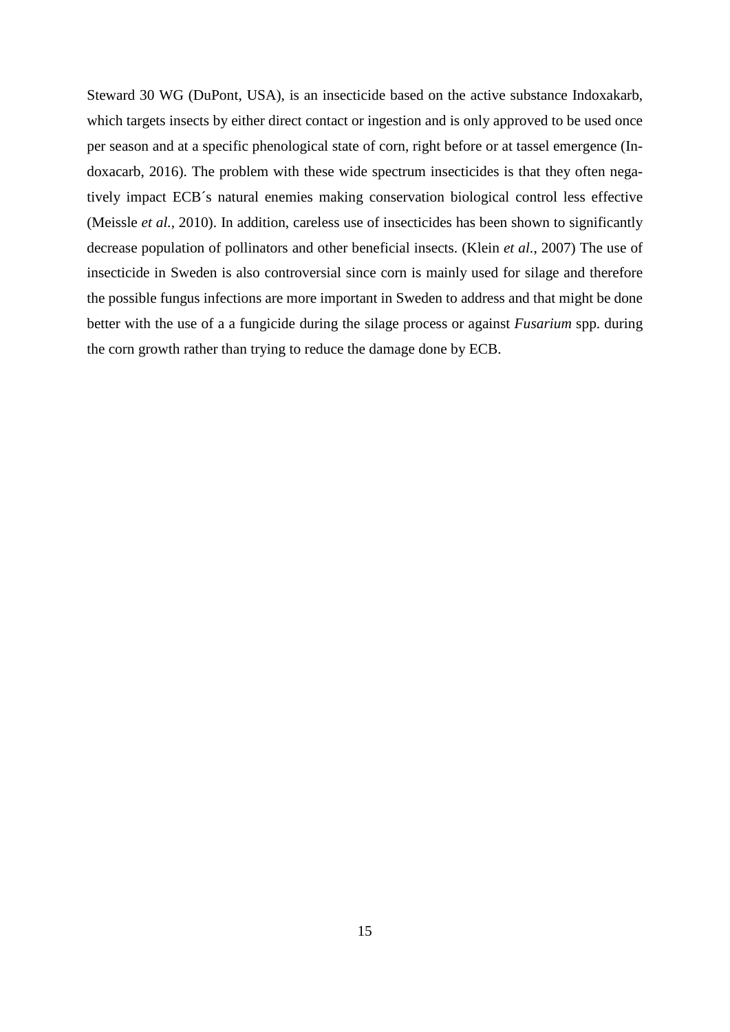Steward 30 WG (DuPont, USA), is an insecticide based on the active substance Indoxakarb, which targets insects by either direct contact or ingestion and is only approved to be used once per season and at a specific phenological state of corn, right before or at tassel emergence (Indoxacarb, 2016). The problem with these wide spectrum insecticides is that they often negatively impact ECB´s natural enemies making conservation biological control less effective (Meissle *et al.*, 2010). In addition, careless use of insecticides has been shown to significantly decrease population of pollinators and other beneficial insects. (Klein *et al.*, 2007) The use of insecticide in Sweden is also controversial since corn is mainly used for silage and therefore the possible fungus infections are more important in Sweden to address and that might be done better with the use of a a fungicide during the silage process or against *Fusarium* spp. during the corn growth rather than trying to reduce the damage done by ECB.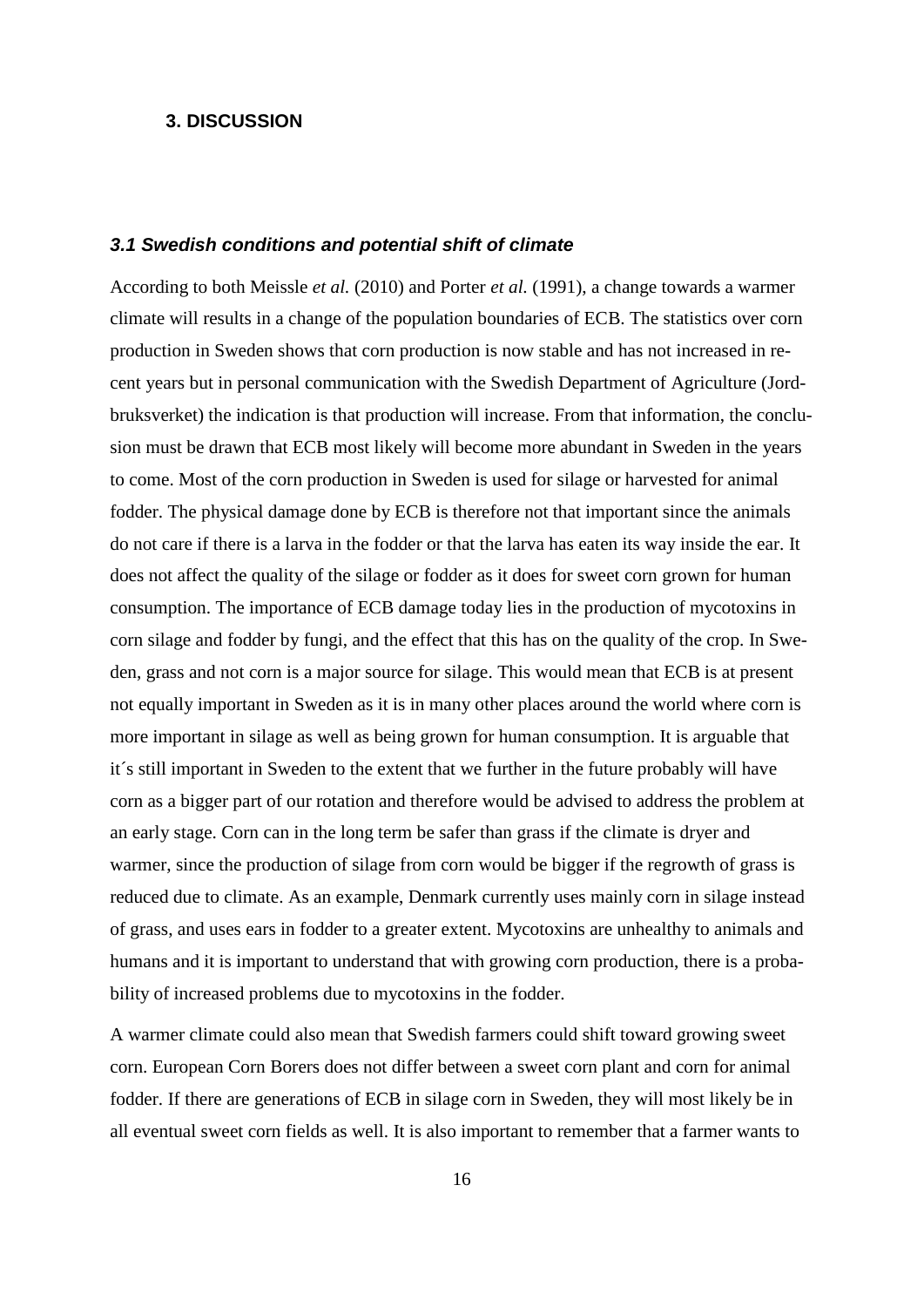## 3. DISCUSSION

### *3.1 Swedish conditions and potential shift of climate*

According to both Meissle *et al.* (2010) and Porter *et al.* (1991), a change towards a warmer climate will results in a change of the population boundaries of ECB. The statistics over corn production in Sweden shows that corn production is now stable and has not increased in recent years but in personal communication with the Swedish Department of Agriculture (Jordbruksverket) the indication is that production will increase. From that information, the conclusion must be drawn that ECB most likely will become more abundant in Sweden in the years to come. Most of the corn production in Sweden is used for silage or harvested for animal fodder. The physical damage done by ECB is therefore not that important since the animals do not care if there is a larva in the fodder or that the larva has eaten its way inside the ear. It does not affect the quality of the silage or fodder as it does for sweet corn grown for human consumption. The importance of ECB damage today lies in the production of mycotoxins in corn silage and fodder by fungi, and the effect that this has on the quality of the crop. In Sweden, grass and not corn is a major source for silage. This would mean that ECB is at present not equally important in Sweden as it is in many other places around the world where corn is more important in silage as well as being grown for human consumption. It is arguable that it´s still important in Sweden to the extent that we further in the future probably will have corn as a bigger part of our rotation and therefore would be advised to address the problem at an early stage. Corn can in the long term be safer than grass if the climate is dryer and warmer, since the production of silage from corn would be bigger if the regrowth of grass is reduced due to climate. As an example, Denmark currently uses mainly corn in silage instead of grass, and uses ears in fodder to a greater extent. Mycotoxins are unhealthy to animals and humans and it is important to understand that with growing corn production, there is a probability of increased problems due to mycotoxins in the fodder.

A warmer climate could also mean that Swedish farmers could shift toward growing sweet corn. European Corn Borers does not differ between a sweet corn plant and corn for animal fodder. If there are generations of ECB in silage corn in Sweden, they will most likely be in all eventual sweet corn fields as well. It is also important to remember that a farmer wants to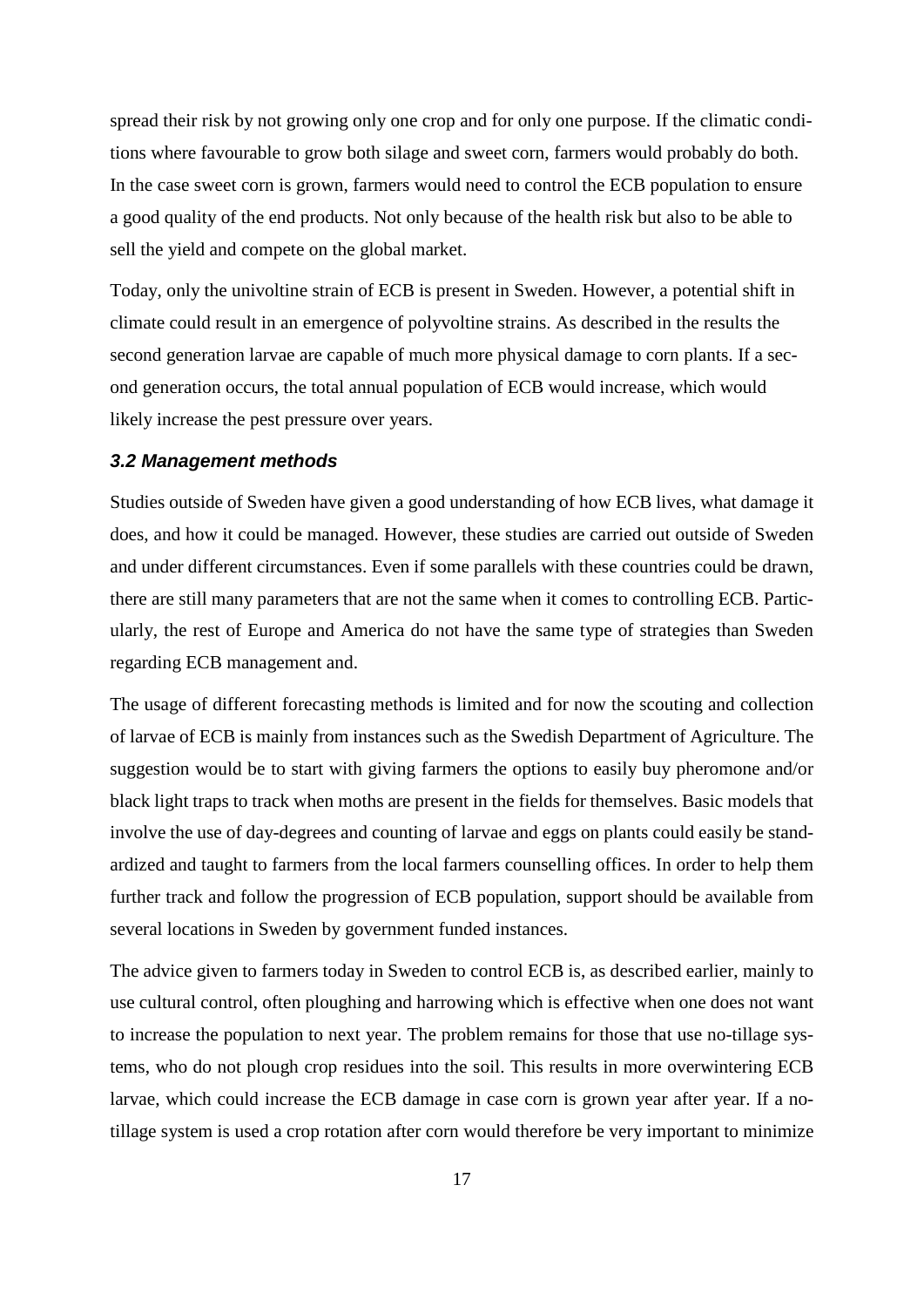spread their risk by not growing only one crop and for only one purpose. If the climatic conditions where favourable to grow both silage and sweet corn, farmers would probably do both. In the case sweet corn is grown, farmers would need to control the ECB population to ensure a good quality of the end products. Not only because of the health risk but also to be able to sell the yield and compete on the global market.

Today, only the univoltine strain of ECB is present in Sweden. However, a potential shift in climate could result in an emergence of polyvoltine strains. As described in the results the second generation larvae are capable of much more physical damage to corn plants. If a second generation occurs, the total annual population of ECB would increase, which would likely increase the pest pressure over years.

### *3.2 Management methods*

Studies outside of Sweden have given a good understanding of how ECB lives, what damage it does, and how it could be managed. However, these studies are carried out outside of Sweden and under different circumstances. Even if some parallels with these countries could be drawn, there are still many parameters that are not the same when it comes to controlling ECB. Particularly, the rest of Europe and America do not have the same type of strategies than Sweden regarding ECB management and.

The usage of different forecasting methods is limited and for now the scouting and collection of larvae of ECB is mainly from instances such as the Swedish Department of Agriculture. The suggestion would be to start with giving farmers the options to easily buy pheromone and/or black light traps to track when moths are present in the fields for themselves. Basic models that involve the use of day-degrees and counting of larvae and eggs on plants could easily be standardized and taught to farmers from the local farmers counselling offices. In order to help them further track and follow the progression of ECB population, support should be available from several locations in Sweden by government funded instances.

The advice given to farmers today in Sweden to control ECB is, as described earlier, mainly to use cultural control, often ploughing and harrowing which is effective when one does not want to increase the population to next year. The problem remains for those that use no-tillage systems, who do not plough crop residues into the soil. This results in more overwintering ECB larvae, which could increase the ECB damage in case corn is grown year after year. If a no-tillage system is used a crop rotation after corn would therefore be very important to minimize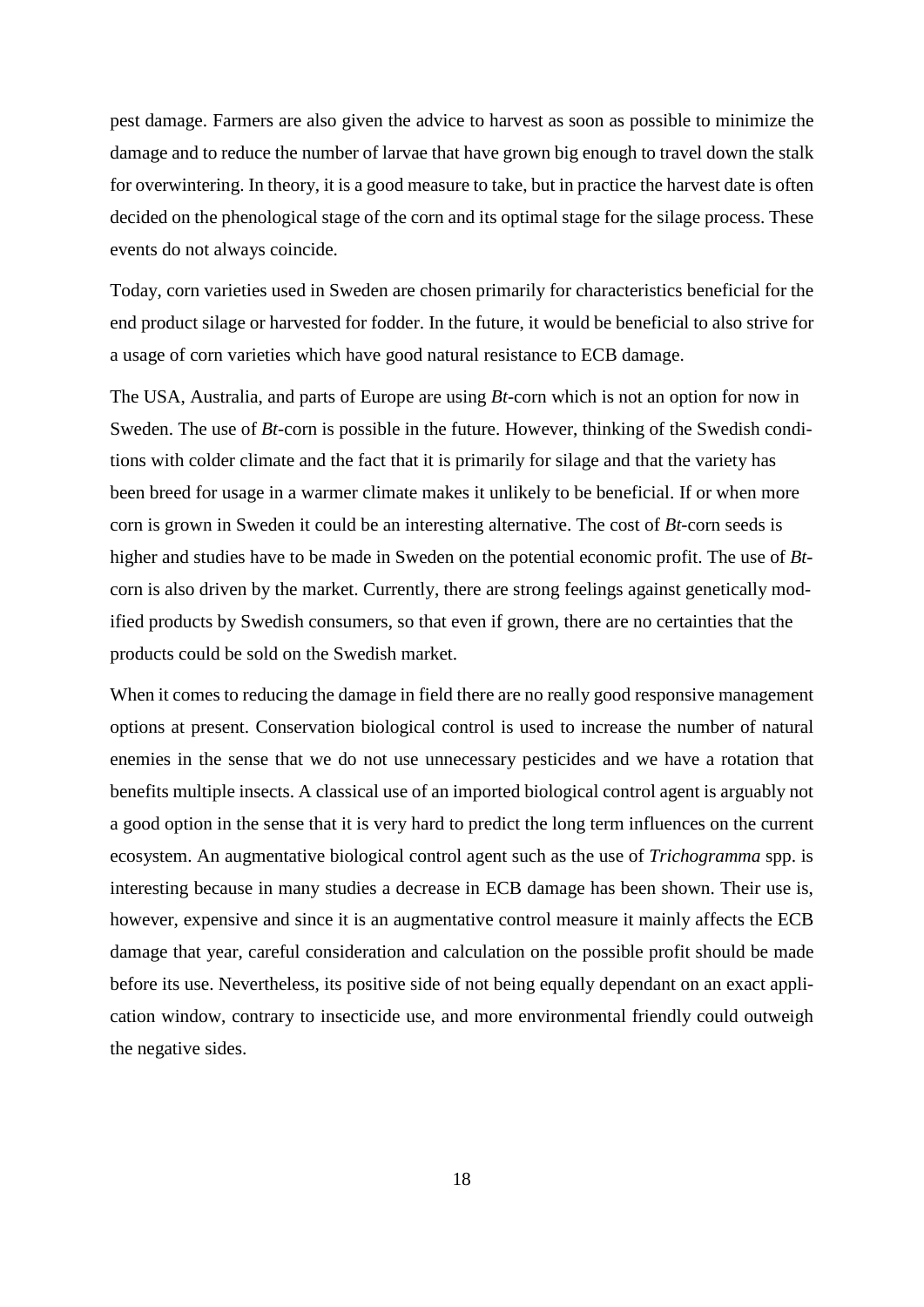pest damage. Farmers are also given the advice to harvest as soon as possible to minimize the damage and to reduce the number of larvae that have grown big enough to travel down the stalk for overwintering. In theory, it is a good measure to take, but in practice the harvest date is often decided on the phenological stage of the corn and its optimal stage for the silage process. These events do not always coincide.

Today, corn varieties used in Sweden are chosen primarily for characteristics beneficial for the end product silage or harvested for fodder. In the future, it would be beneficial to also strive for a usage of corn varieties which have good natural resistance to ECB damage.

The USA, Australia, and parts of Europe are using *Bt*-corn which is not an option for now in Sweden. The use of *Bt*-corn is possible in the future. However, thinking of the Swedish conditions with colder climate and the fact that it is primarily for silage and that the variety has been breed for usage in a warmer climate makes it unlikely to be beneficial. If or when more corn is grown in Sweden it could be an interesting alternative. The cost of *Bt*-corn seeds is higher and studies have to be made in Sweden on the potential economic profit. The use of *Bt*-corn is also driven by the market. Currently, there are strong feelings against genetically modified products by Swedish consumers, so that even if grown, there are no certainties that the products could be sold on the Swedish market.

When it comes to reducing the damage in field there are no really good responsive management options at present. Conservation biological control is used to increase the number of natural enemies in the sense that we do not use unnecessary pesticides and we have a rotation that benefits multiple insects. A classical use of an imported biological control agent is arguably not a good option in the sense that it is very hard to predict the long term influences on the current ecosystem. An augmentative biological control agent such as the use of *Trichogramma* spp. is interesting because in many studies a decrease in ECB damage has been shown. Their use is, however, expensive and since it is an augmentative control measure it mainly affects the ECB damage that year, careful consideration and calculation on the possible profit should be made before its use. Nevertheless, its positive side of not being equally dependant on an exact application window, contrary to insecticide use, and more environmental friendly could outweigh the negative sides.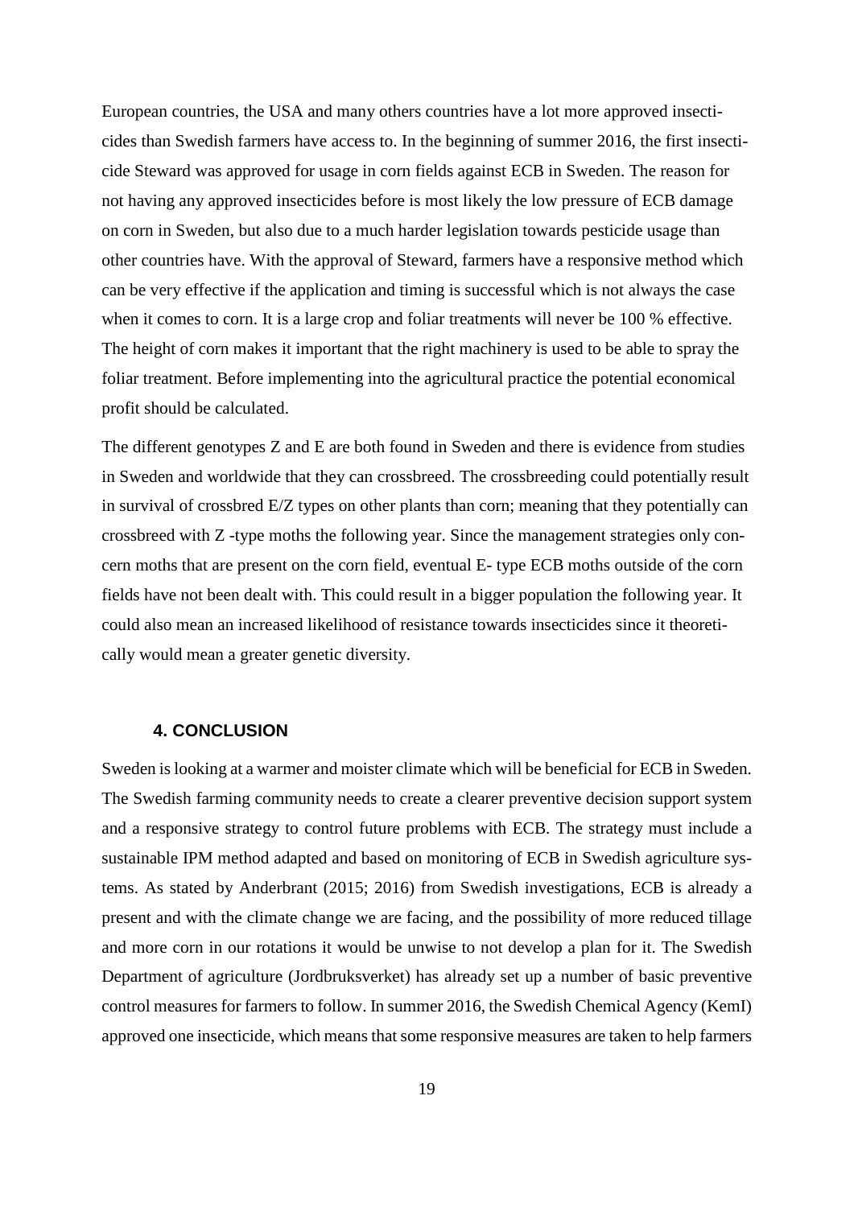European countries, the USA and many others countries have a lot more approved insecticides than Swedish farmers have access to. In the beginning of summer 2016, the first insecticide Steward was approved for usage in corn fields against ECB in Sweden. The reason for not having any approved insecticides before is most likely the low pressure of ECB damage on corn in Sweden, but also due to a much harder legislation towards pesticide usage than other countries have. With the approval of Steward, farmers have a responsive method which can be very effective if the application and timing is successful which is not always the case when it comes to corn. It is a large crop and foliar treatments will never be 100 % effective. The height of corn makes it important that the right machinery is used to be able to spray the foliar treatment. Before implementing into the agricultural practice the potential economical profit should be calculated.

The different genotypes Z and E are both found in Sweden and there is evidence from studies in Sweden and worldwide that they can crossbreed. The crossbreeding could potentially result in survival of crossbred E/Z types on other plants than corn; meaning that they potentially can crossbreed with Z -type moths the following year. Since the management strategies only concern moths that are present on the corn field, eventual E- type ECB moths outside of the corn fields have not been dealt with. This could result in a bigger population the following year. It could also mean an increased likelihood of resistance towards insecticides since it theoretically would mean a greater genetic diversity.

## 4. CONCLUSION

Sweden is looking at a warmer and moister climate which will be beneficial for ECB in Sweden. The Swedish farming community needs to create a clearer preventive decision support system and a responsive strategy to control future problems with ECB. The strategy must include a sustainable IPM method adapted and based on monitoring of ECB in Swedish agriculture systems. As stated by Anderbrant (2015; 2016) from Swedish investigations, ECB is already a present and with the climate change we are facing, and the possibility of more reduced tillage and more corn in our rotations it would be unwise to not develop a plan for it. The Swedish Department of agriculture (Jordbruksverket) has already set up a number of basic preventive control measures for farmers to follow. In summer 2016, the Swedish Chemical Agency (KemI) approved one insecticide, which means that some responsive measures are taken to help farmers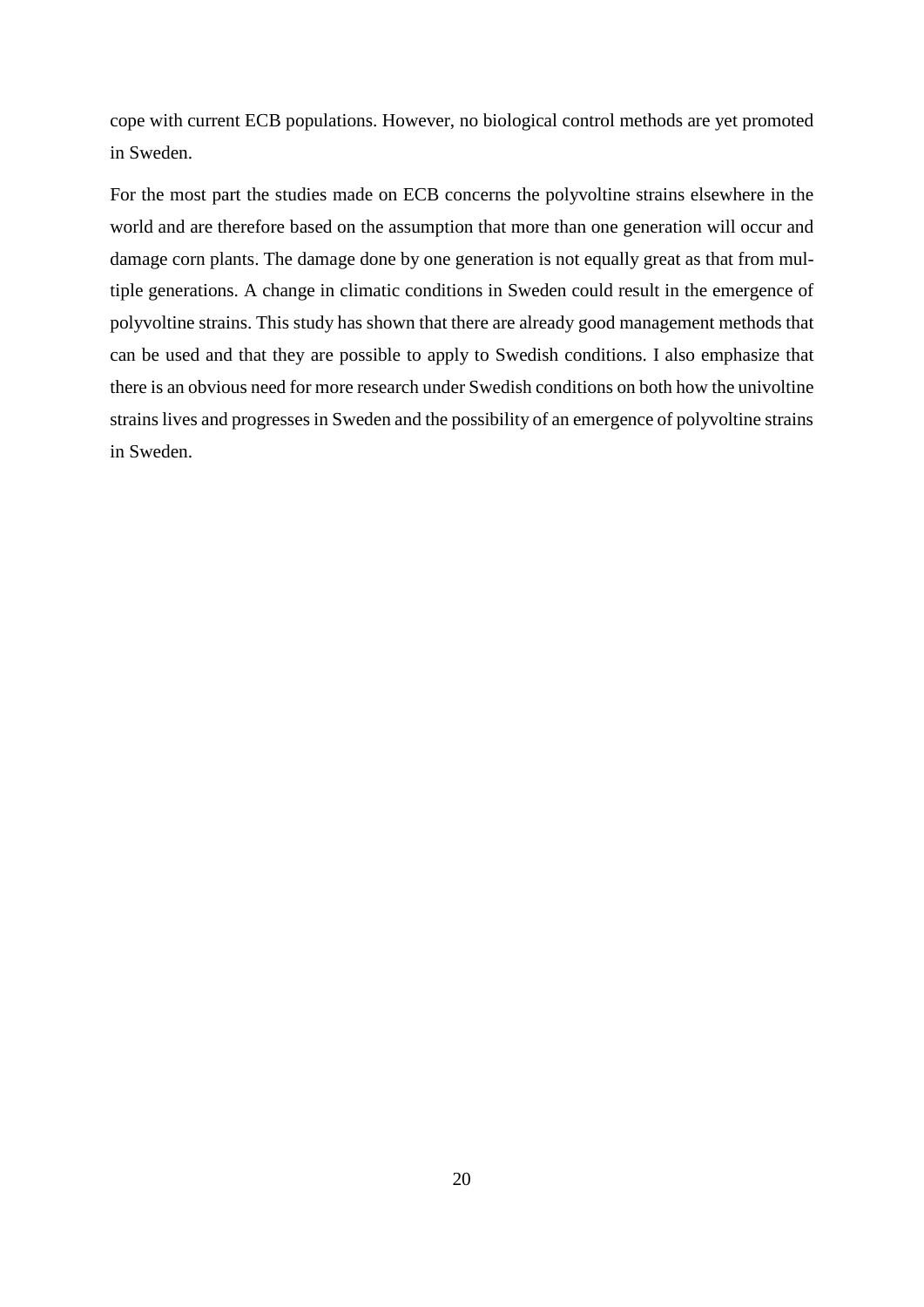cope with current ECB populations. However, no biological control methods are yet promoted in Sweden.

For the most part the studies made on ECB concerns the polyvoltine strains elsewhere in the world and are therefore based on the assumption that more than one generation will occur and damage corn plants. The damage done by one generation is not equally great as that from multiple generations. A change in climatic conditions in Sweden could result in the emergence of polyvoltine strains. This study has shown that there are already good management methods that can be used and that they are possible to apply to Swedish conditions. I also emphasize that there is an obvious need for more research under Swedish conditions on both how the univoltine strains lives and progresses in Sweden and the possibility of an emergence of polyvoltine strains in Sweden.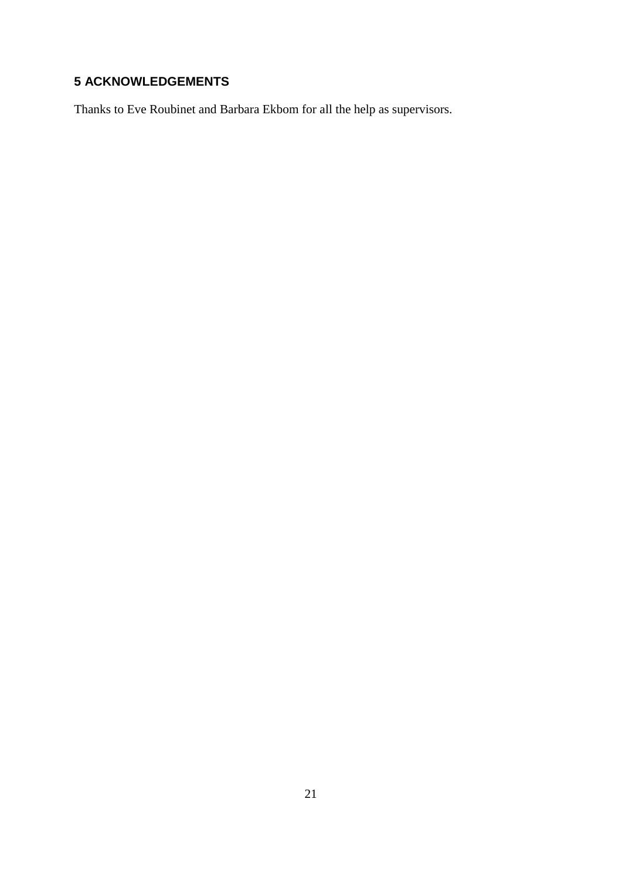## 5 ACKNOWLEDGEMENTS

Thanks to Eve Roubinet and Barbara Ekbom for all the help as supervisors.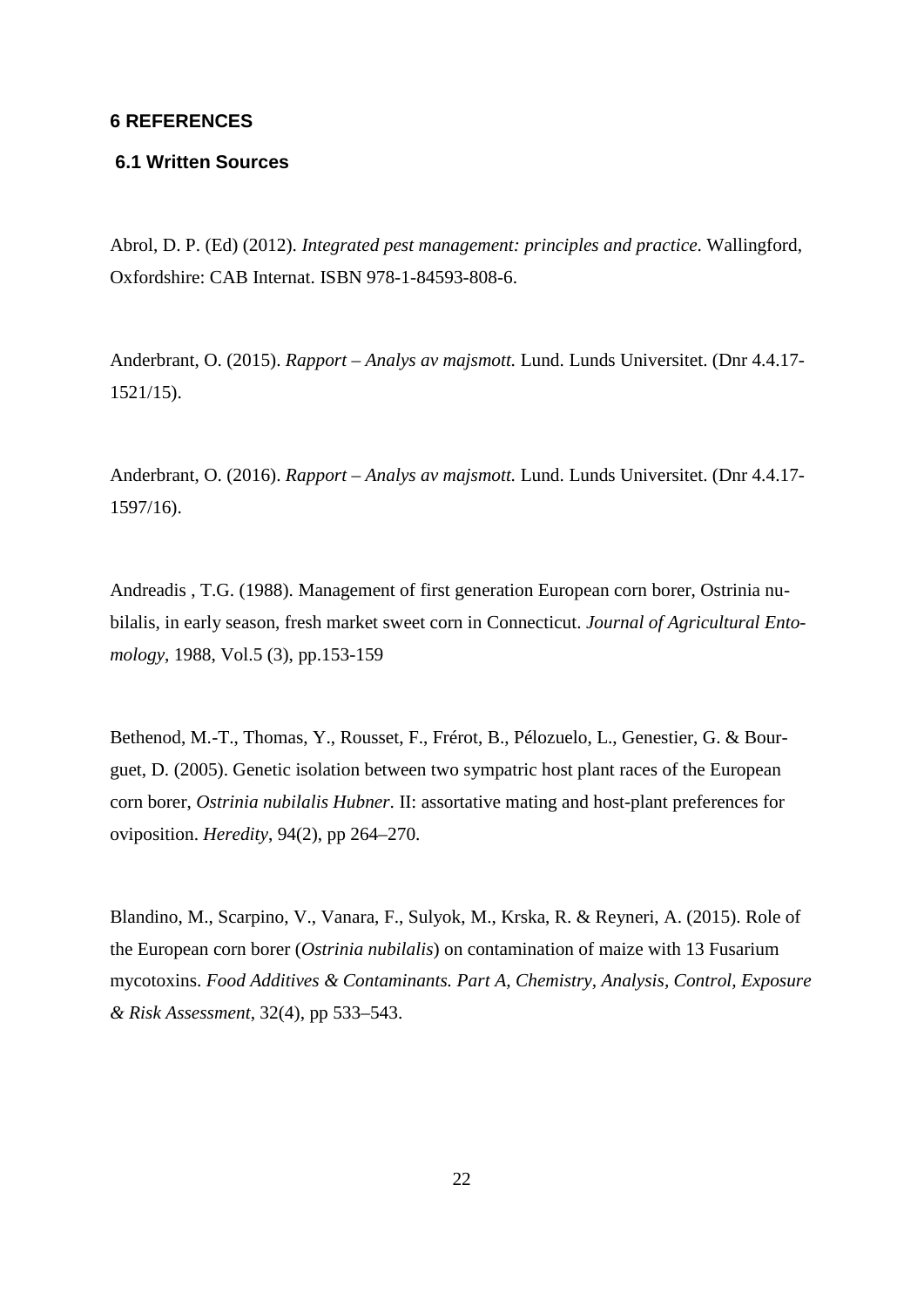# 6 REFERENCES

## 6.1 Written Sources

Abrol, D. P. (Ed) (2012). *Integrated pest management: principles and practice*. Wallingford, Oxfordshire: CAB Internat. ISBN 978-1-84593-808-6.

Anderbrant, O. (2015). *Rapport – Analys av majsmott.* Lund. Lunds Universitet. (Dnr 4.4.17-1521/15).

Anderbrant, O. (2016). *Rapport – Analys av majsmott.* Lund. Lunds Universitet. (Dnr 4.4.17-1597/16).

Andreadis , T.G. (1988). Management of first generation European corn borer, Ostrinia nubilalis, in early season, fresh market sweet corn in Connecticut. *Journal of Agricultural Entomology*, 1988, Vol.5 (3), pp.153-159

Bethenod, M.-T., Thomas, Y., Rousset, F., Frérot, B., Pélozuelo, L., Genestier, G. & Bourguet, D. (2005). Genetic isolation between two sympatric host plant races of the European corn borer, *Ostrinia nubilalis Hubner*. II: assortative mating and host-plant preferences for oviposition. *Heredity*, 94(2), pp 264–270.

Blandino, M., Scarpino, V., Vanara, F., Sulyok, M., Krska, R. & Reyneri, A. (2015). Role of the European corn borer (*Ostrinia nubilalis*) on contamination of maize with 13 Fusarium mycotoxins. *Food Additives & Contaminants. Part A, Chemistry, Analysis, Control, Exposure & Risk Assessment*, 32(4), pp 533–543.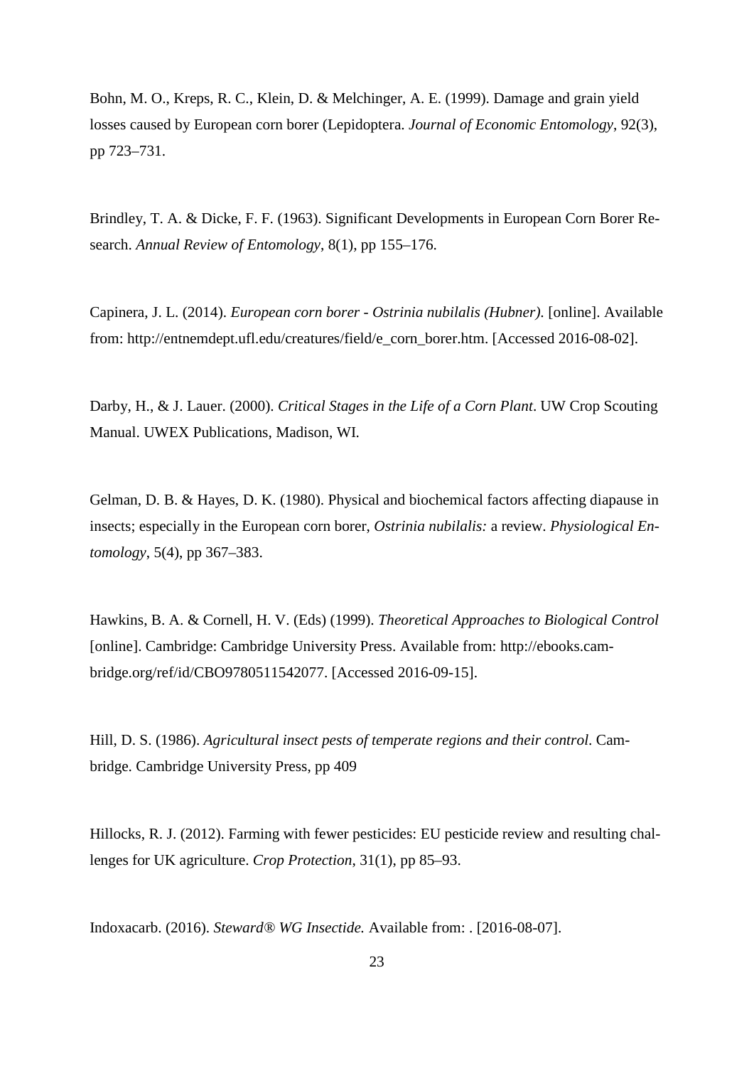Bohn, M. O., Kreps, R. C., Klein, D. & Melchinger, A. E. (1999). Damage and grain yield losses caused by European corn borer (Lepidoptera. *Journal of Economic Entomology*, 92(3), pp 723–731.

Brindley, T. A. & Dicke, F. F. (1963). Significant Developments in European Corn Borer Research. *Annual Review of Entomology*, 8(1), pp 155–176.

Capinera, J. L. (2014). *European corn borer - Ostrinia nubilalis (Hubner)*. [online]. Available from: http://entnemdept.ufl.edu/creatures/field/e_corn_borer.htm. [Accessed 2016-08-02].

Darby, H., & J. Lauer. (2000). *Critical Stages in the Life of a Corn Plant*. UW Crop Scouting Manual. UWEX Publications, Madison, WI.

Gelman, D. B. & Hayes, D. K. (1980). Physical and biochemical factors affecting diapause in insects; especially in the European corn borer, *Ostrinia nubilalis:* a review. *Physiological Entomology*, 5(4), pp 367–383.

Hawkins, B. A. & Cornell, H. V. (Eds) (1999). *Theoretical Approaches to Biological Control* [online]. Cambridge: Cambridge University Press. Available from: http://ebooks.cambridge.org/ref/id/CBO9780511542077. [Accessed 2016-09-15].

Hill, D. S. (1986). *Agricultural insect pests of temperate regions and their control*. Cambridge. Cambridge University Press, pp 409

Hillocks, R. J. (2012). Farming with fewer pesticides: EU pesticide review and resulting challenges for UK agriculture. *Crop Protection*, 31(1), pp 85–93.

Indoxacarb. (2016). *Steward® WG Insectide.* Available from: . [2016-08-07].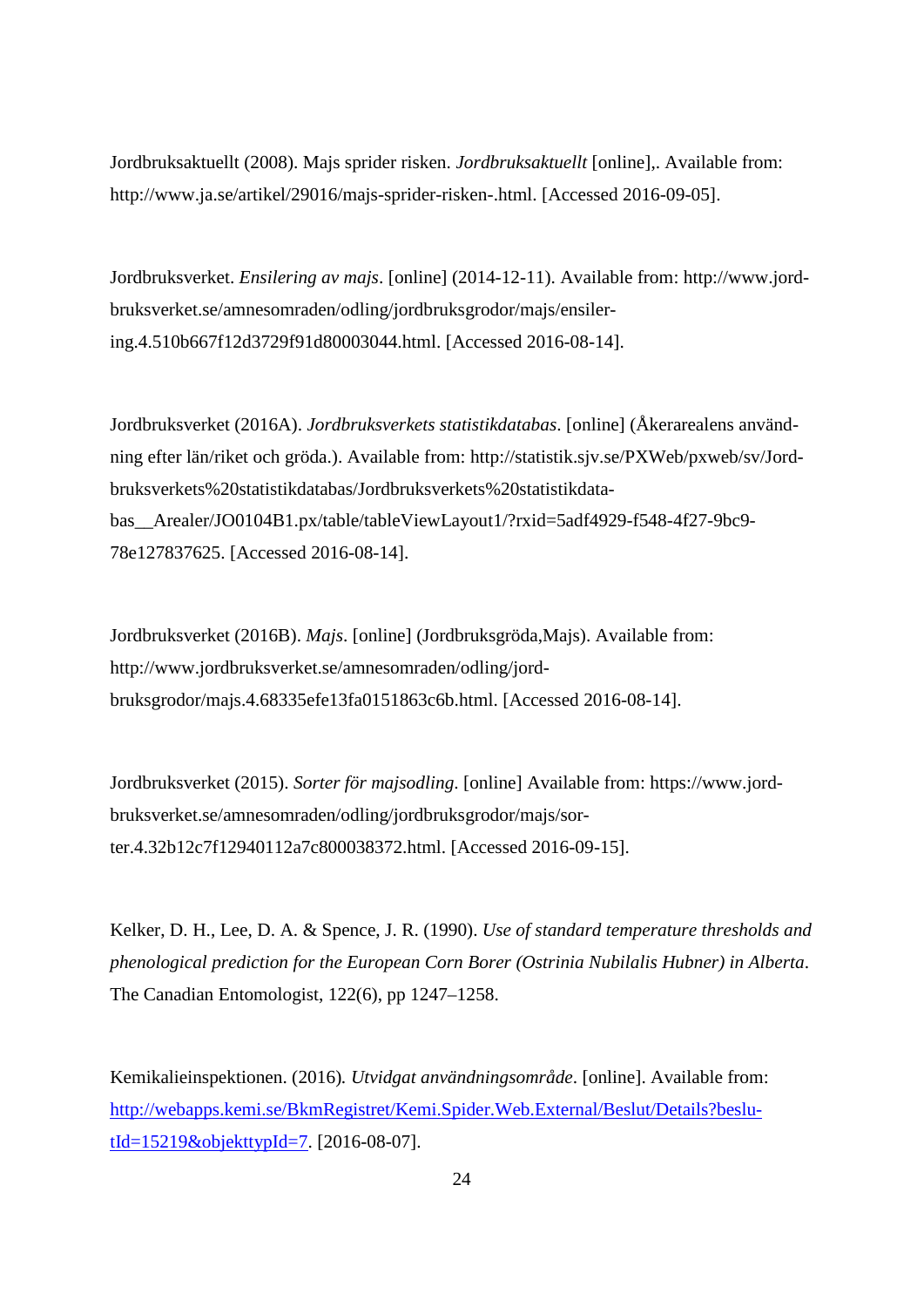Jordbruksaktuellt (2008). Majs sprider risken. *Jordbruksaktuellt* [online],. Available from: http://www.ja.se/artikel/29016/majs-sprider-risken-.html. [Accessed 2016-09-05].

Jordbruksverket. *Ensilering av majs*. [online] (2014-12-11). Available from: http://www.jordbruksverket.se/amnesomraden/odling/jordbruksgrodor/majs/ensilering.4.510b667f12d3729f91d80003044.html. [Accessed 2016-08-14].

Jordbruksverket (2016A). *Jordbruksverkets statistikdatabas*. [online] (Åkerarealens användning efter län/riket och gröda.). Available from: http://statistik.sjv.se/PXWeb/pxweb/sv/Jordbruksverkets%20statistikdatabas/Jordbruksverkets%20statistikdatabas__Arealer/JO0104B1.px/table/tableViewLayout1/?rxid=5adf4929-f548-4f27-9bc9-78e127837625. [Accessed 2016-08-14].

Jordbruksverket (2016B). *Majs*. [online] (Jordbruksgröda,Majs). Available from: http://www.jordbruksverket.se/amnesomraden/odling/jordbruksgrodor/majs.4.68335efe13fa0151863c6b.html. [Accessed 2016-08-14].

Jordbruksverket (2015). *Sorter för majsodling*. [online] Available from: https://www.jordbruksverket.se/amnesomraden/odling/jordbruksgrodor/majs/sorter.4.32b12c7f12940112a7c800038372.html. [Accessed 2016-09-15].

Kelker, D. H., Lee, D. A. & Spence, J. R. (1990). *Use of standard temperature thresholds and phenological prediction for the European Corn Borer (Ostrinia Nubilalis Hubner) in Alberta*. The Canadian Entomologist, 122(6), pp 1247–1258.

Kemikalieinspektionen. (2016). *Utvidgat användningsområde*. [online]. Available from: [http://webapps.kemi.se/BkmRegistret/Kemi.Spider.Web.External/Beslut/Details?beslutId=15219&objekttypId=7](http://webapps.kemi.se/BkmRegistret/Kemi.Spider.Web.External/Beslut/Details?beslutId=15219&objekttypId=7). [2016-08-07].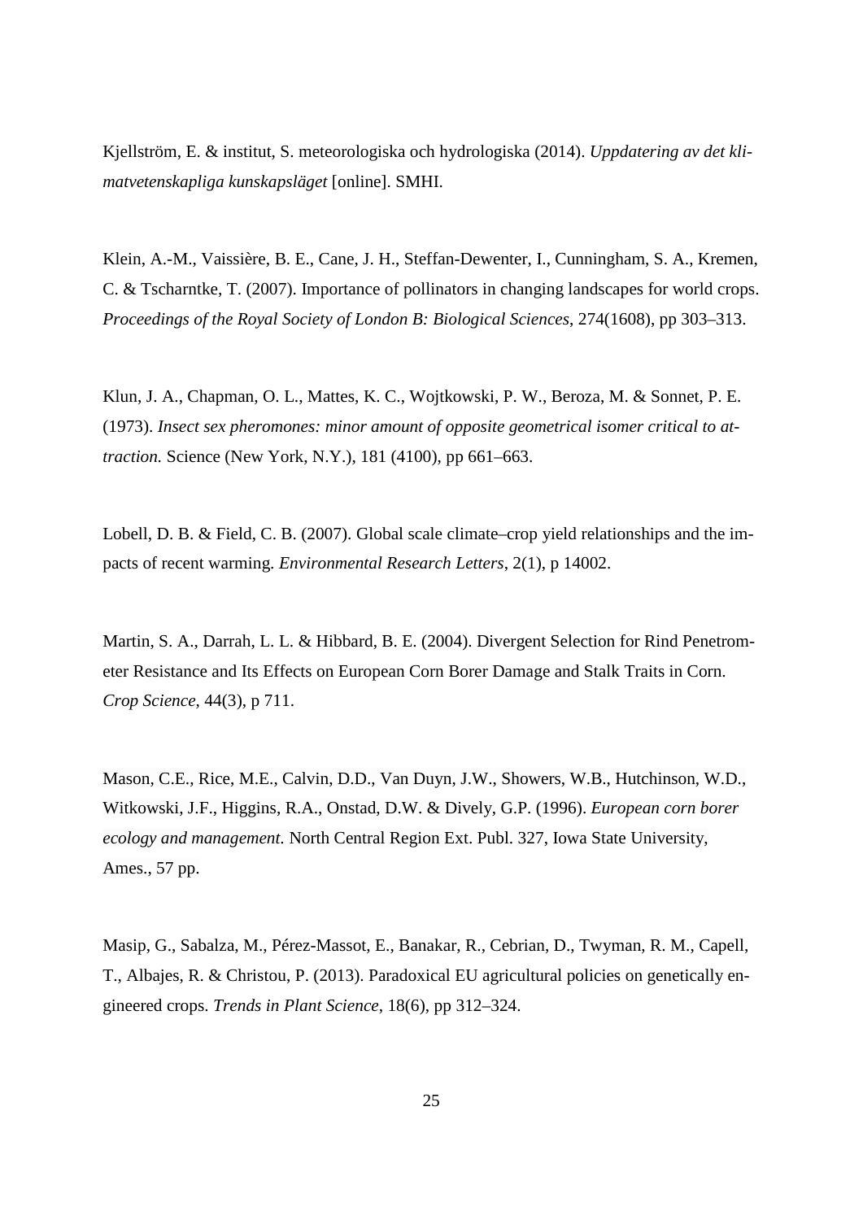Kjellström, E. & institut, S. meteorologiska och hydrologiska (2014). *Uppdatering av det klimatvetenskapliga kunskapsläget* [online]. SMHI.

Klein, A.-M., Vaissière, B. E., Cane, J. H., Steffan-Dewenter, I., Cunningham, S. A., Kremen, C. & Tscharntke, T. (2007). Importance of pollinators in changing landscapes for world crops. *Proceedings of the Royal Society of London B: Biological Sciences*, 274(1608), pp 303–313.

Klun, J. A., Chapman, O. L., Mattes, K. C., Wojtkowski, P. W., Beroza, M. & Sonnet, P. E. (1973). *Insect sex pheromones: minor amount of opposite geometrical isomer critical to attraction.* Science (New York, N.Y.), 181 (4100), pp 661–663.

Lobell, D. B. & Field, C. B. (2007). Global scale climate–crop yield relationships and the impacts of recent warming. *Environmental Research Letters*, 2(1), p 14002.

Martin, S. A., Darrah, L. L. & Hibbard, B. E. (2004). Divergent Selection for Rind Penetrometer Resistance and Its Effects on European Corn Borer Damage and Stalk Traits in Corn. *Crop Science*, 44(3), p 711.

Mason, C.E., Rice, M.E., Calvin, D.D., Van Duyn, J.W., Showers, W.B., Hutchinson, W.D., Witkowski, J.F., Higgins, R.A., Onstad, D.W. & Dively, G.P. (1996). *European corn borer ecology and management*. North Central Region Ext. Publ. 327, Iowa State University, Ames., 57 pp.

Masip, G., Sabalza, M., Pérez-Massot, E., Banakar, R., Cebrian, D., Twyman, R. M., Capell, T., Albajes, R. & Christou, P. (2013). Paradoxical EU agricultural policies on genetically engineered crops. *Trends in Plant Science*, 18(6), pp 312–324.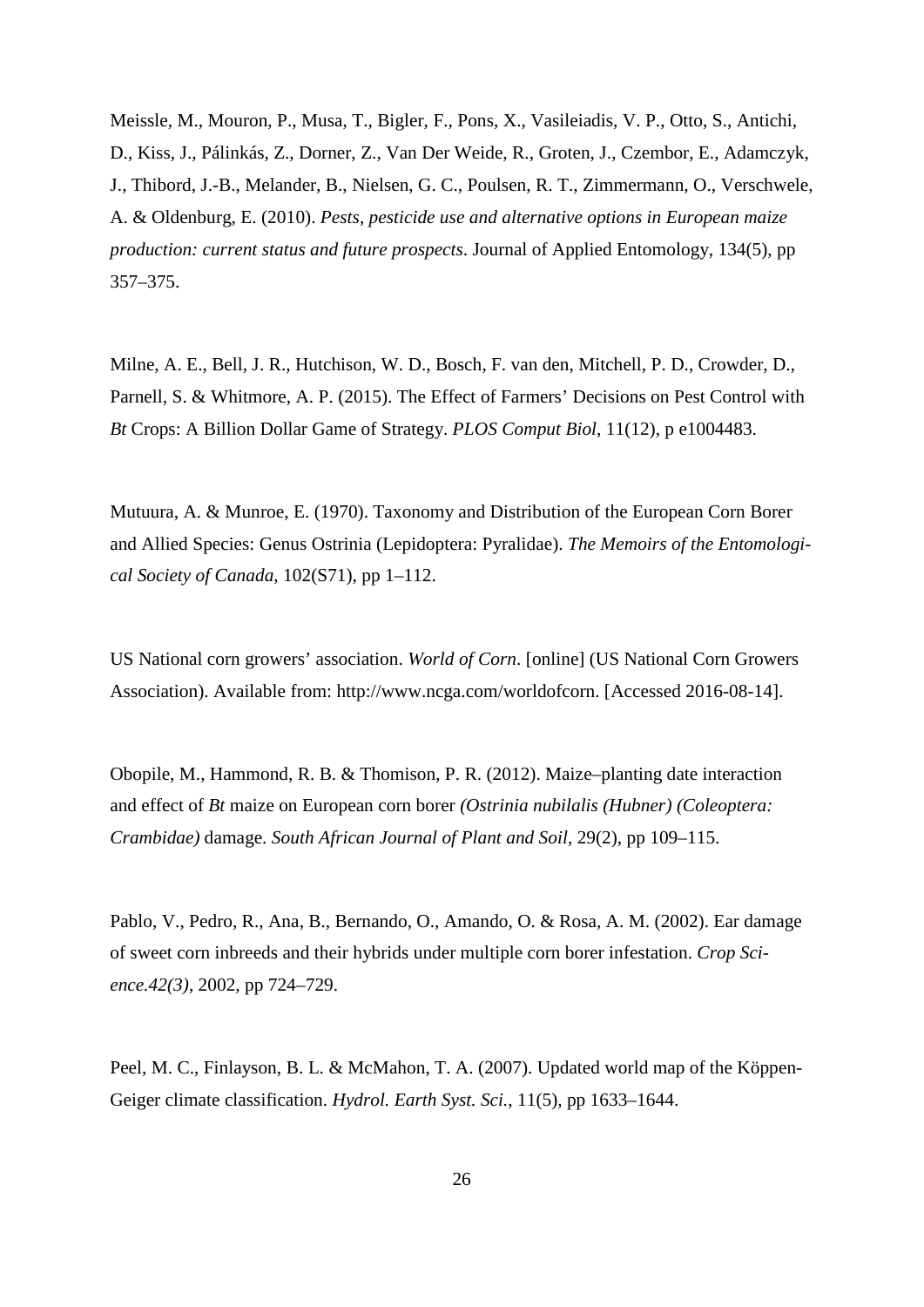Meissle, M., Mouron, P., Musa, T., Bigler, F., Pons, X., Vasileiadis, V. P., Otto, S., Antichi, D., Kiss, J., Pálinkás, Z., Dorner, Z., Van Der Weide, R., Groten, J., Czembor, E., Adamczyk, J., Thibord, J.-B., Melander, B., Nielsen, G. C., Poulsen, R. T., Zimmermann, O., Verschwele, A. & Oldenburg, E. (2010). *Pests, pesticide use and alternative options in European maize production: current status and future prospects*. Journal of Applied Entomology, 134(5), pp 357–375.

Milne, A. E., Bell, J. R., Hutchison, W. D., Bosch, F. van den, Mitchell, P. D., Crowder, D., Parnell, S. & Whitmore, A. P. (2015). The Effect of Farmers' Decisions on Pest Control with *Bt* Crops: A Billion Dollar Game of Strategy. *PLOS Comput Biol*, 11(12), p e1004483.

Mutuura, A. & Munroe, E. (1970). Taxonomy and Distribution of the European Corn Borer and Allied Species: Genus Ostrinia (Lepidoptera: Pyralidae). *The Memoirs of the Entomological Society of Canada*, 102(S71), pp 1–112.

US National corn growers' association. *World of Corn*. [online] (US National Corn Growers Association). Available from: http://www.ncga.com/worldofcorn. [Accessed 2016-08-14].

Obopile, M., Hammond, R. B. & Thomison, P. R. (2012). Maize–planting date interaction and effect of *Bt* maize on European corn borer *(Ostrinia nubilalis (Hubner) (Coleoptera: Crambidae)* damage. *South African Journal of Plant and Soil*, 29(2), pp 109–115.

Pablo, V., Pedro, R., Ana, B., Bernando, O., Amando, O. & Rosa, A. M. (2002). Ear damage of sweet corn inbreeds and their hybrids under multiple corn borer infestation. *Crop Science.42(3)*, 2002, pp 724–729.

Peel, M. C., Finlayson, B. L. & McMahon, T. A. (2007). Updated world map of the Köppen-Geiger climate classification. *Hydrol. Earth Syst. Sci.*, 11(5), pp 1633–1644.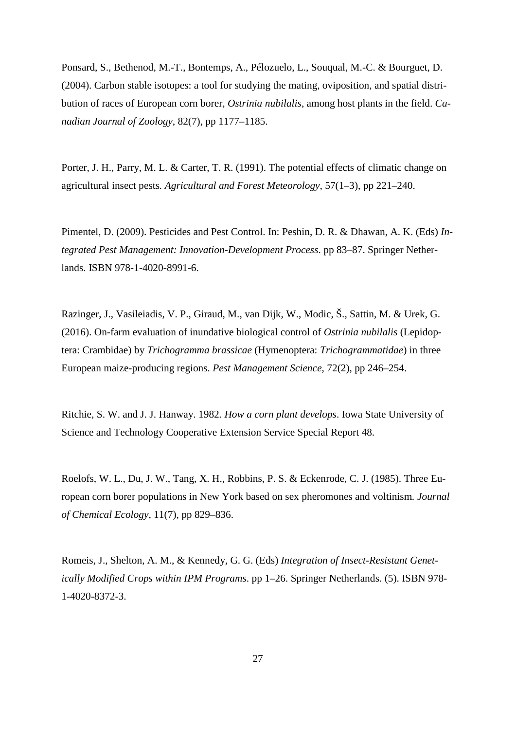Ponsard, S., Bethenod, M.-T., Bontemps, A., Pélozuelo, L., Souqual, M.-C. & Bourguet, D. (2004). Carbon stable isotopes: a tool for studying the mating, oviposition, and spatial distribution of races of European corn borer, *Ostrinia nubilalis*, among host plants in the field. *Canadian Journal of Zoology*, 82(7), pp 1177–1185.

Porter, J. H., Parry, M. L. & Carter, T. R. (1991). The potential effects of climatic change on agricultural insect pests*. Agricultural and Forest Meteorology*, 57(1–3), pp 221–240.

Pimentel, D. (2009). Pesticides and Pest Control. In: Peshin, D. R. & Dhawan, A. K. (Eds) *Integrated Pest Management: Innovation-Development Process*. pp 83–87. Springer Netherlands. ISBN 978-1-4020-8991-6.

Razinger, J., Vasileiadis, V. P., Giraud, M., van Dijk, W., Modic, Š., Sattin, M. & Urek, G. (2016). On-farm evaluation of inundative biological control of *Ostrinia nubilalis* (Lepidoptera: Crambidae) by *Trichogramma brassicae* (Hymenoptera: *Trichogrammatidae*) in three European maize-producing regions. *Pest Management Science*, 72(2), pp 246–254.

Ritchie, S. W. and J. J. Hanway. 1982*. How a corn plant develops*. Iowa State University of Science and Technology Cooperative Extension Service Special Report 48.

Roelofs, W. L., Du, J. W., Tang, X. H., Robbins, P. S. & Eckenrode, C. J. (1985). Three European corn borer populations in New York based on sex pheromones and voltinism*. Journal of Chemical Ecology*, 11(7), pp 829–836.

Romeis, J., Shelton, A. M., & Kennedy, G. G. (Eds) *Integration of Insect-Resistant Genetically Modified Crops within IPM Programs*. pp 1–26. Springer Netherlands. (5). ISBN 978-1-4020-8372-3.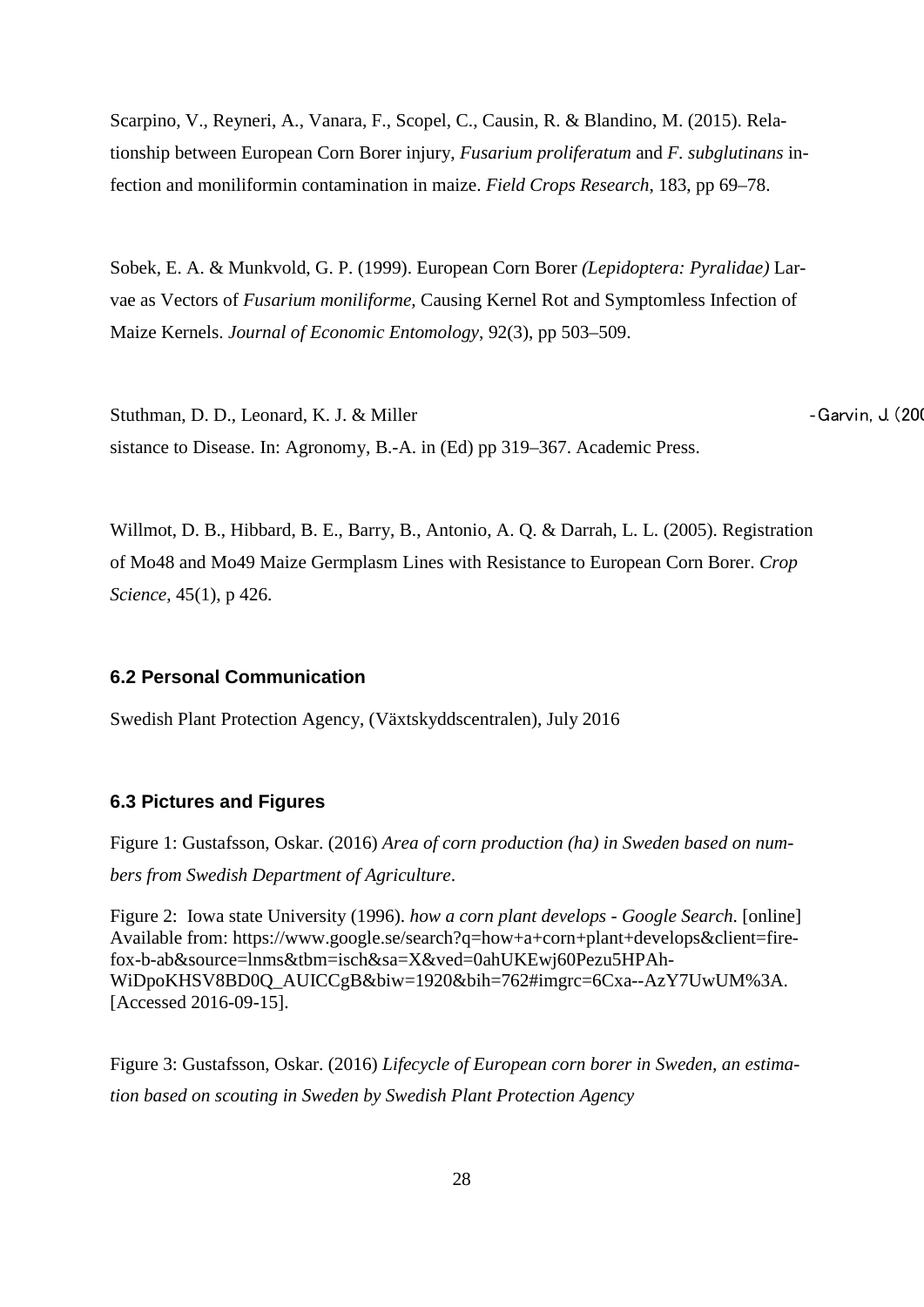Scarpino, V., Reyneri, A., Vanara, F., Scopel, C., Causin, R. & Blandino, M. (2015). Relationship between European Corn Borer injury, *Fusarium proliferatum* and *F. subglutinans* infection and moniliformin contamination in maize. *Field Crops Research*, 183, pp 69–78.

Sobek, E. A. & Munkvold, G. P. (1999). European Corn Borer *(Lepidoptera: Pyralidae)* Larvae as Vectors of *Fusarium moniliforme*, Causing Kernel Rot and Symptomless Infection of Maize Kernels. *Journal of Economic Entomology*, 92(3), pp 503–509.

Stuthman, D. D., Leonard, K. J. & Miller -Garvin, J. (200
sistance to Disease. In: Agronomy, B.-A. in (Ed) pp 319–367. Academic Press.

Willmot, D. B., Hibbard, B. E., Barry, B., Antonio, A. Q. & Darrah, L. L. (2005). Registration of Mo48 and Mo49 Maize Germplasm Lines with Resistance to European Corn Borer. *Crop Science*, 45(1), p 426.

### 6.2 Personal Communication

Swedish Plant Protection Agency, (Växtskyddscentralen), July 2016

### 6.3 Pictures and Figures

Figure 1: Gustafsson, Oskar. (2016) *Area of corn production (ha) in Sweden based on numbers from Swedish Department of Agriculture*.

Figure 2: Iowa state University (1996). *how a corn plant develops - Google Search*. [online] Available from: https://www.google.se/search?q=how+a+corn+plant+develops&client=firefox-b-ab&source=lnms&tbm=isch&sa=X&ved=0ahUKEwj60Pezu5HPAh-WiDpoKHSV8BD0Q_AUICCgB&biw=1920&bih=762#imgrc=6Cxa--AzY7UwUM%3A. [Accessed 2016-09-15].

Figure 3: Gustafsson, Oskar. (2016) *Lifecycle of European corn borer in Sweden, an estimation based on scouting in Sweden by Swedish Plant Protection Agency*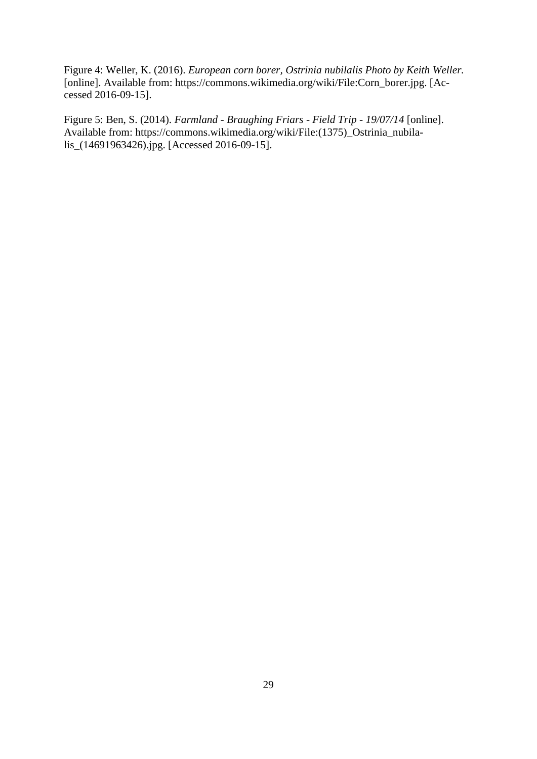Figure 4: Weller, K. (2016). *European corn borer, Ostrinia nubilalis Photo by Keith Weller.* [online]. Available from: https://commons.wikimedia.org/wiki/File:Corn_borer.jpg. [Accessed 2016-09-15].

Figure 5: Ben, S. (2014). *Farmland - Braughing Friars - Field Trip - 19/07/14* [online]. Available from: https://commons.wikimedia.org/wiki/File:(1375)_Ostrinia_nubilalis_(14691963426).jpg. [Accessed 2016-09-15].